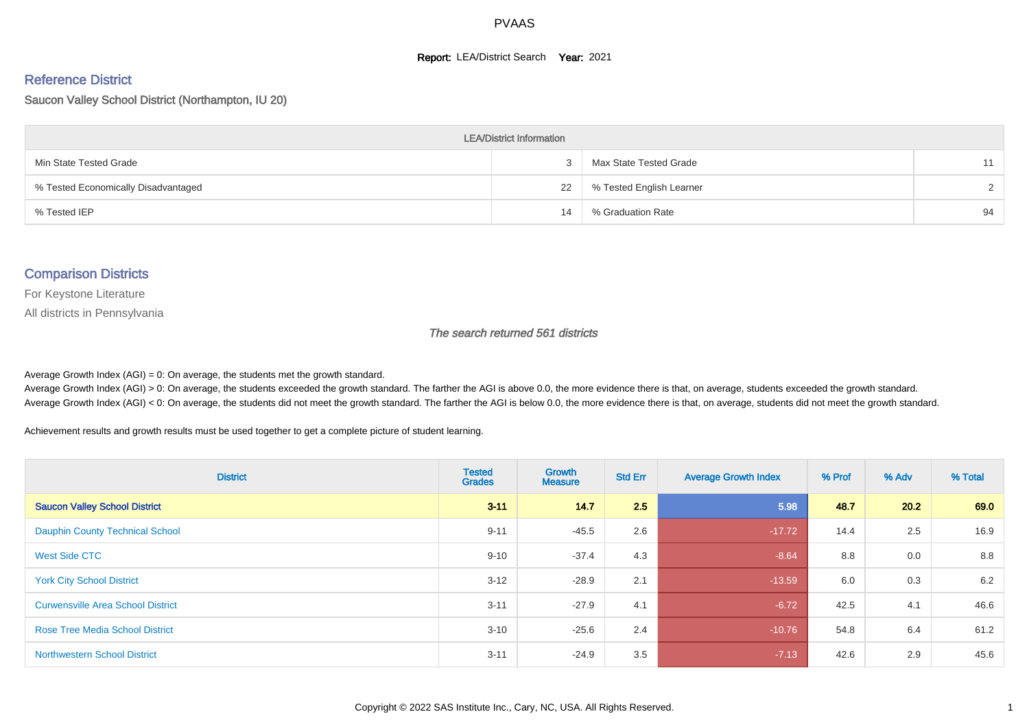# PVAAS

**Report:** LEA/District Search **Year:** 2021

## Reference District

Saucon Valley School District (Northampton, IU 20)

| LEA/District Information | | | |
|---|---|---|---|
| Min State Tested Grade | 3 | Max State Tested Grade | 11 |
| % Tested Economically Disadvantaged | 22 | % Tested English Learner | 2 |
| % Tested IEP | 14 | % Graduation Rate | 94 |

## Comparison Districts

For Keystone Literature

All districts in Pennsylvania

*The search returned 561 districts*

Average Growth Index (AGI) = 0: On average, the students met the growth standard.
Average Growth Index (AGI) > 0: On average, the students exceeded the growth standard. The farther the AGI is above 0.0, the more evidence there is that, on average, students exceeded the growth standard.
Average Growth Index (AGI) < 0: On average, the students did not meet the growth standard. The farther the AGI is below 0.0, the more evidence there is that, on average, students did not meet the growth standard.

Achievement results and growth results must be used together to get a complete picture of student learning.

| District | Tested Grades | Growth Measure | Std Err | Average Growth Index | % Prof | % Adv | % Total |
|---|---|---|---|---|---|---|---|
| **Saucon Valley School District** | **3-11** | **14.7** | **2.5** | **5.98** | **48.7** | **20.2** | **69.0** |
| Dauphin County Technical School | 9-11 | -45.5 | 2.6 | -17.72 | 14.4 | 2.5 | 16.9 |
| West Side CTC | 9-10 | -37.4 | 4.3 | -8.64 | 8.8 | 0.0 | 8.8 |
| York City School District | 3-12 | -28.9 | 2.1 | -13.59 | 6.0 | 0.3 | 6.2 |
| Curwensville Area School District | 3-11 | -27.9 | 4.1 | -6.72 | 42.5 | 4.1 | 46.6 |
| Rose Tree Media School District | 3-10 | -25.6 | 2.4 | -10.76 | 54.8 | 6.4 | 61.2 |
| Northwestern School District | 3-11 | -24.9 | 3.5 | -7.13 | 42.6 | 2.9 | 45.6 |

Copyright © 2022 SAS Institute Inc., Cary, NC, USA. All Rights Reserved.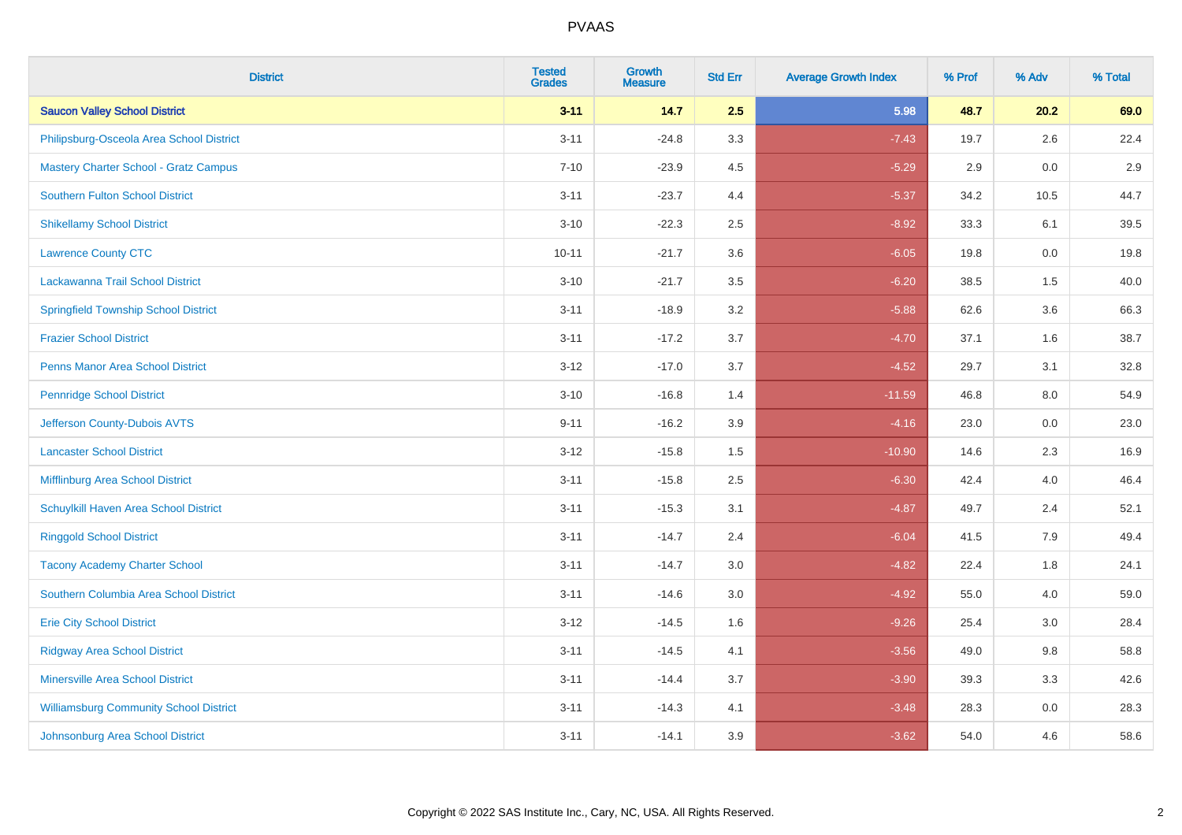PVAAS

| District | Tested Grades | Growth Measure | Std Err | Average Growth Index | % Prof | % Adv | % Total |
|---|---|---|---|---|---|---|---|
| **Saucon Valley School District** | **3-11** | **14.7** | **2.5** | **5.98** | **48.7** | **20.2** | **69.0** |
| Philipsburg-Osceola Area School District | 3-11 | -24.8 | 3.3 | -7.43 | 19.7 | 2.6 | 22.4 |
| Mastery Charter School - Gratz Campus | 7-10 | -23.9 | 4.5 | -5.29 | 2.9 | 0.0 | 2.9 |
| Southern Fulton School District | 3-11 | -23.7 | 4.4 | -5.37 | 34.2 | 10.5 | 44.7 |
| Shikellamy School District | 3-10 | -22.3 | 2.5 | -8.92 | 33.3 | 6.1 | 39.5 |
| Lawrence County CTC | 10-11 | -21.7 | 3.6 | -6.05 | 19.8 | 0.0 | 19.8 |
| Lackawanna Trail School District | 3-10 | -21.7 | 3.5 | -6.20 | 38.5 | 1.5 | 40.0 |
| Springfield Township School District | 3-11 | -18.9 | 3.2 | -5.88 | 62.6 | 3.6 | 66.3 |
| Frazier School District | 3-11 | -17.2 | 3.7 | -4.70 | 37.1 | 1.6 | 38.7 |
| Penns Manor Area School District | 3-12 | -17.0 | 3.7 | -4.52 | 29.7 | 3.1 | 32.8 |
| Pennridge School District | 3-10 | -16.8 | 1.4 | -11.59 | 46.8 | 8.0 | 54.9 |
| Jefferson County-Dubois AVTS | 9-11 | -16.2 | 3.9 | -4.16 | 23.0 | 0.0 | 23.0 |
| Lancaster School District | 3-12 | -15.8 | 1.5 | -10.90 | 14.6 | 2.3 | 16.9 |
| Mifflinburg Area School District | 3-11 | -15.8 | 2.5 | -6.30 | 42.4 | 4.0 | 46.4 |
| Schuylkill Haven Area School District | 3-11 | -15.3 | 3.1 | -4.87 | 49.7 | 2.4 | 52.1 |
| Ringgold School District | 3-11 | -14.7 | 2.4 | -6.04 | 41.5 | 7.9 | 49.4 |
| Tacony Academy Charter School | 3-11 | -14.7 | 3.0 | -4.82 | 22.4 | 1.8 | 24.1 |
| Southern Columbia Area School District | 3-11 | -14.6 | 3.0 | -4.92 | 55.0 | 4.0 | 59.0 |
| Erie City School District | 3-12 | -14.5 | 1.6 | -9.26 | 25.4 | 3.0 | 28.4 |
| Ridgway Area School District | 3-11 | -14.5 | 4.1 | -3.56 | 49.0 | 9.8 | 58.8 |
| Minersville Area School District | 3-11 | -14.4 | 3.7 | -3.90 | 39.3 | 3.3 | 42.6 |
| Williamsburg Community School District | 3-11 | -14.3 | 4.1 | -3.48 | 28.3 | 0.0 | 28.3 |
| Johnsonburg Area School District | 3-11 | -14.1 | 3.9 | -3.62 | 54.0 | 4.6 | 58.6 |

Copyright © 2022 SAS Institute Inc., Cary, NC, USA. All Rights Reserved.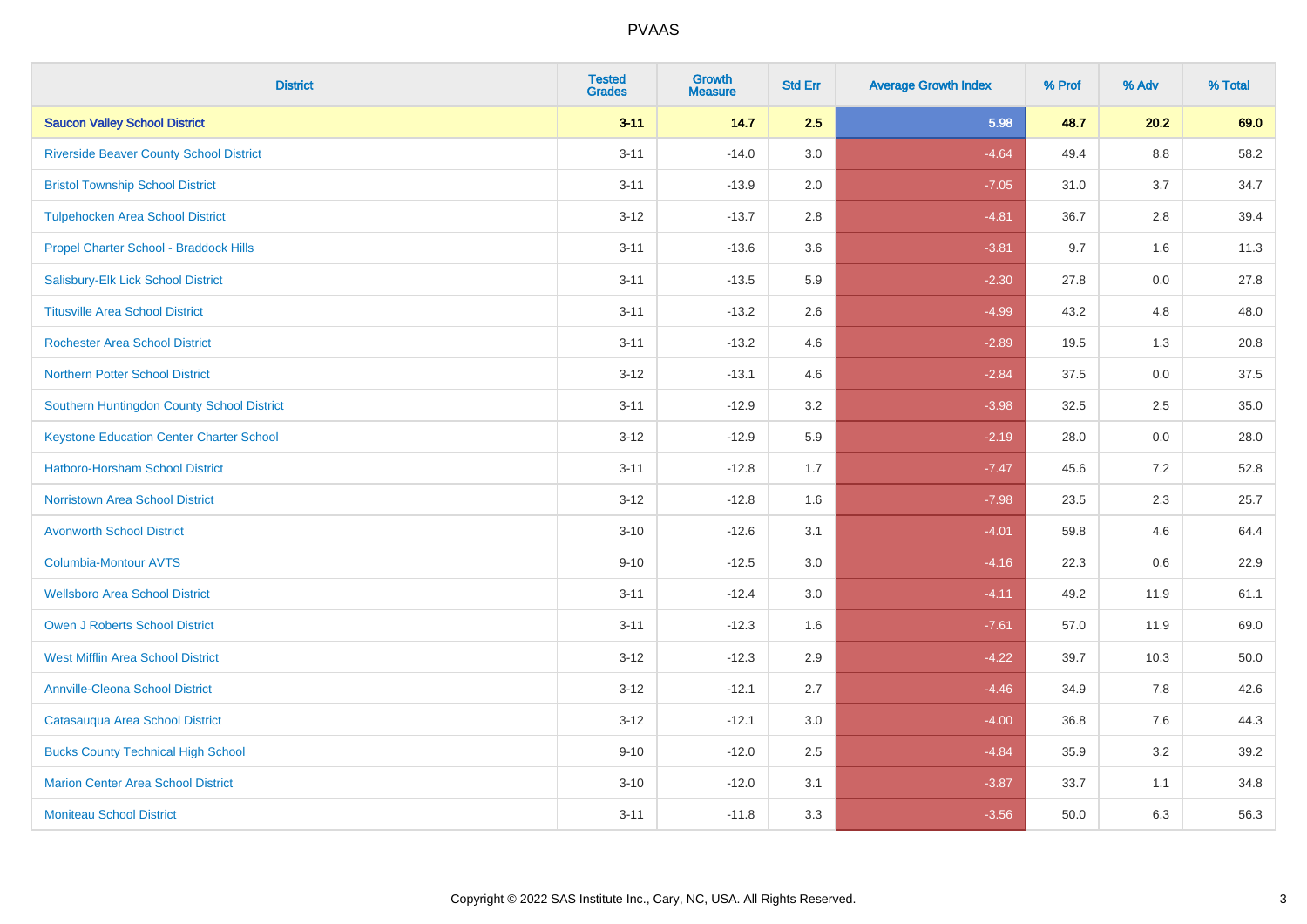PVAAS

| District | Tested Grades | Growth Measure | Std Err | Average Growth Index | % Prof | % Adv | % Total |
|---|---|---|---|---|---|---|---|
| **Saucon Valley School District** | **3-11** | **14.7** | **2.5** | **5.98** | **48.7** | **20.2** | **69.0** |
| Riverside Beaver County School District | 3-11 | -14.0 | 3.0 | -4.64 | 49.4 | 8.8 | 58.2 |
| Bristol Township School District | 3-11 | -13.9 | 2.0 | -7.05 | 31.0 | 3.7 | 34.7 |
| Tulpehocken Area School District | 3-12 | -13.7 | 2.8 | -4.81 | 36.7 | 2.8 | 39.4 |
| Propel Charter School - Braddock Hills | 3-11 | -13.6 | 3.6 | -3.81 | 9.7 | 1.6 | 11.3 |
| Salisbury-Elk Lick School District | 3-11 | -13.5 | 5.9 | -2.30 | 27.8 | 0.0 | 27.8 |
| Titusville Area School District | 3-11 | -13.2 | 2.6 | -4.99 | 43.2 | 4.8 | 48.0 |
| Rochester Area School District | 3-11 | -13.2 | 4.6 | -2.89 | 19.5 | 1.3 | 20.8 |
| Northern Potter School District | 3-12 | -13.1 | 4.6 | -2.84 | 37.5 | 0.0 | 37.5 |
| Southern Huntingdon County School District | 3-11 | -12.9 | 3.2 | -3.98 | 32.5 | 2.5 | 35.0 |
| Keystone Education Center Charter School | 3-12 | -12.9 | 5.9 | -2.19 | 28.0 | 0.0 | 28.0 |
| Hatboro-Horsham School District | 3-11 | -12.8 | 1.7 | -7.47 | 45.6 | 7.2 | 52.8 |
| Norristown Area School District | 3-12 | -12.8 | 1.6 | -7.98 | 23.5 | 2.3 | 25.7 |
| Avonworth School District | 3-10 | -12.6 | 3.1 | -4.01 | 59.8 | 4.6 | 64.4 |
| Columbia-Montour AVTS | 9-10 | -12.5 | 3.0 | -4.16 | 22.3 | 0.6 | 22.9 |
| Wellsboro Area School District | 3-11 | -12.4 | 3.0 | -4.11 | 49.2 | 11.9 | 61.1 |
| Owen J Roberts School District | 3-11 | -12.3 | 1.6 | -7.61 | 57.0 | 11.9 | 69.0 |
| West Mifflin Area School District | 3-12 | -12.3 | 2.9 | -4.22 | 39.7 | 10.3 | 50.0 |
| Annville-Cleona School District | 3-12 | -12.1 | 2.7 | -4.46 | 34.9 | 7.8 | 42.6 |
| Catasauqua Area School District | 3-12 | -12.1 | 3.0 | -4.00 | 36.8 | 7.6 | 44.3 |
| Bucks County Technical High School | 9-10 | -12.0 | 2.5 | -4.84 | 35.9 | 3.2 | 39.2 |
| Marion Center Area School District | 3-10 | -12.0 | 3.1 | -3.87 | 33.7 | 1.1 | 34.8 |
| Moniteau School District | 3-11 | -11.8 | 3.3 | -3.56 | 50.0 | 6.3 | 56.3 |

Copyright © 2022 SAS Institute Inc., Cary, NC, USA. All Rights Reserved.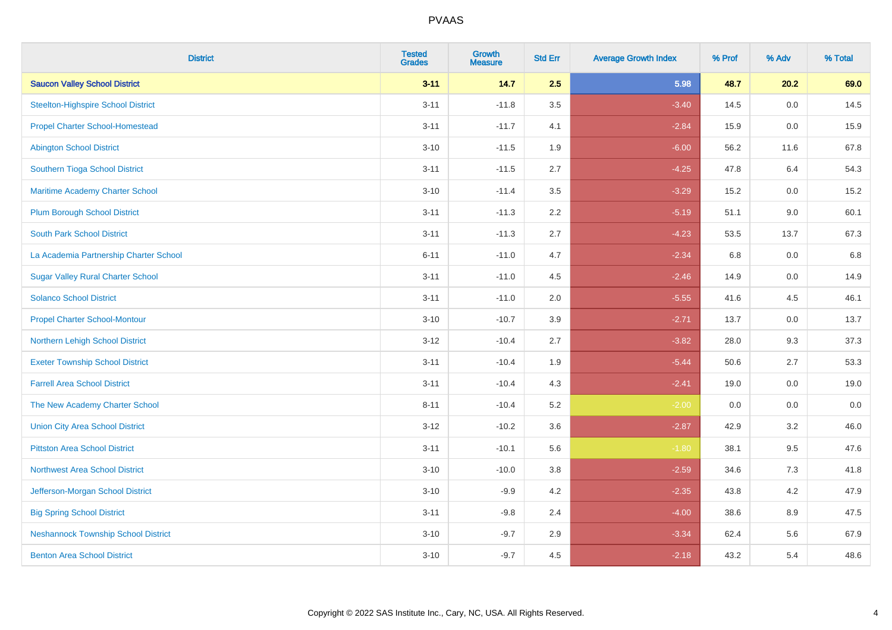# PVAAS

| District | Tested Grades | Growth Measure | Std Err | Average Growth Index | % Prof | % Adv | % Total |
|---|---|---|---|---|---|---|---|
| **Saucon Valley School District** | **3-11** | **14.7** | **2.5** | **5.98** | **48.7** | **20.2** | **69.0** |
| Steelton-Highspire School District | 3-11 | -11.8 | 3.5 | -3.40 | 14.5 | 0.0 | 14.5 |
| Propel Charter School-Homestead | 3-11 | -11.7 | 4.1 | -2.84 | 15.9 | 0.0 | 15.9 |
| Abington School District | 3-10 | -11.5 | 1.9 | -6.00 | 56.2 | 11.6 | 67.8 |
| Southern Tioga School District | 3-11 | -11.5 | 2.7 | -4.25 | 47.8 | 6.4 | 54.3 |
| Maritime Academy Charter School | 3-10 | -11.4 | 3.5 | -3.29 | 15.2 | 0.0 | 15.2 |
| Plum Borough School District | 3-11 | -11.3 | 2.2 | -5.19 | 51.1 | 9.0 | 60.1 |
| South Park School District | 3-11 | -11.3 | 2.7 | -4.23 | 53.5 | 13.7 | 67.3 |
| La Academia Partnership Charter School | 6-11 | -11.0 | 4.7 | -2.34 | 6.8 | 0.0 | 6.8 |
| Sugar Valley Rural Charter School | 3-11 | -11.0 | 4.5 | -2.46 | 14.9 | 0.0 | 14.9 |
| Solanco School District | 3-11 | -11.0 | 2.0 | -5.55 | 41.6 | 4.5 | 46.1 |
| Propel Charter School-Montour | 3-10 | -10.7 | 3.9 | -2.71 | 13.7 | 0.0 | 13.7 |
| Northern Lehigh School District | 3-12 | -10.4 | 2.7 | -3.82 | 28.0 | 9.3 | 37.3 |
| Exeter Township School District | 3-11 | -10.4 | 1.9 | -5.44 | 50.6 | 2.7 | 53.3 |
| Farrell Area School District | 3-11 | -10.4 | 4.3 | -2.41 | 19.0 | 0.0 | 19.0 |
| The New Academy Charter School | 8-11 | -10.4 | 5.2 | -2.00 | 0.0 | 0.0 | 0.0 |
| Union City Area School District | 3-12 | -10.2 | 3.6 | -2.87 | 42.9 | 3.2 | 46.0 |
| Pittston Area School District | 3-11 | -10.1 | 5.6 | -1.80 | 38.1 | 9.5 | 47.6 |
| Northwest Area School District | 3-10 | -10.0 | 3.8 | -2.59 | 34.6 | 7.3 | 41.8 |
| Jefferson-Morgan School District | 3-10 | -9.9 | 4.2 | -2.35 | 43.8 | 4.2 | 47.9 |
| Big Spring School District | 3-11 | -9.8 | 2.4 | -4.00 | 38.6 | 8.9 | 47.5 |
| Neshannock Township School District | 3-10 | -9.7 | 2.9 | -3.34 | 62.4 | 5.6 | 67.9 |
| Benton Area School District | 3-10 | -9.7 | 4.5 | -2.18 | 43.2 | 5.4 | 48.6 |

Copyright © 2022 SAS Institute Inc., Cary, NC, USA. All Rights Reserved.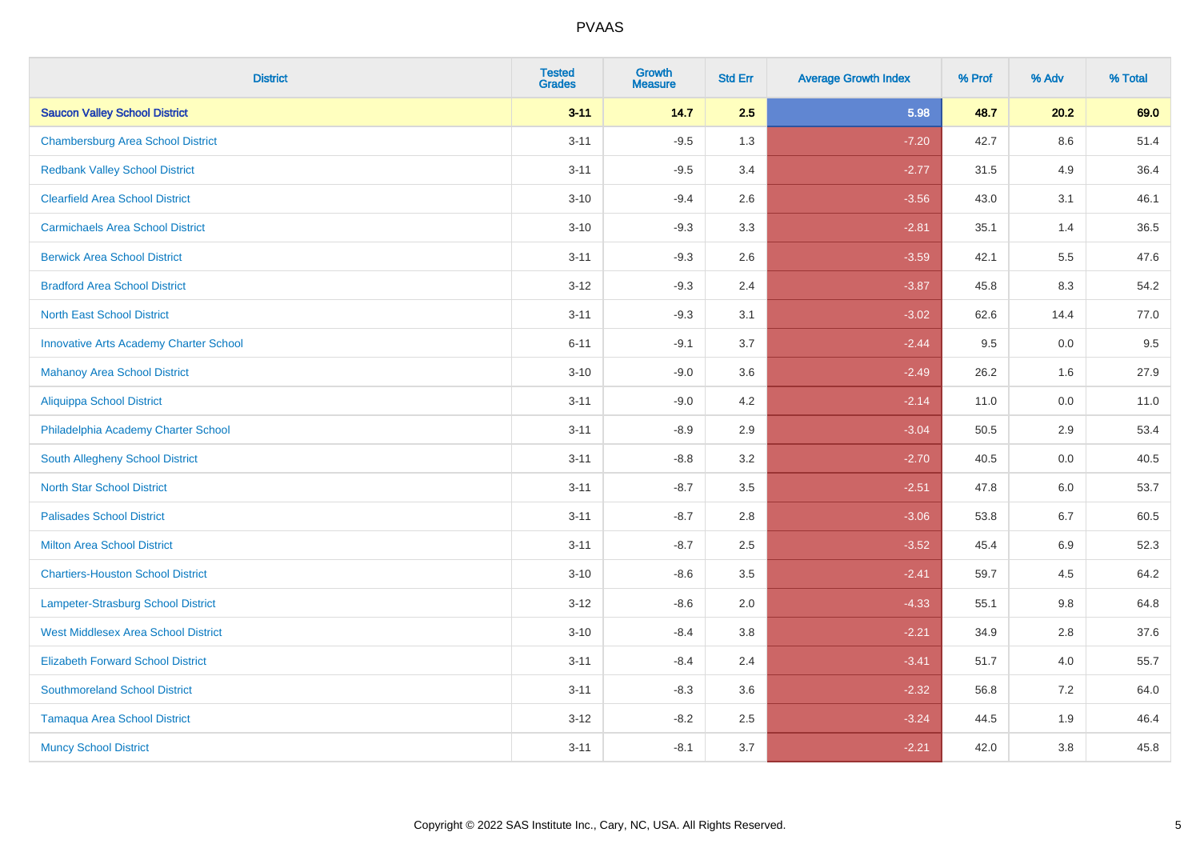# PVAAS

| District | Tested Grades | Growth Measure | Std Err | Average Growth Index | % Prof | % Adv | % Total |
|---|---|---|---|---|---|---|---|
| **Saucon Valley School District** | **3-11** | **14.7** | **2.5** | **5.98** | **48.7** | **20.2** | **69.0** |
| Chambersburg Area School District | 3-11 | -9.5 | 1.3 | -7.20 | 42.7 | 8.6 | 51.4 |
| Redbank Valley School District | 3-11 | -9.5 | 3.4 | -2.77 | 31.5 | 4.9 | 36.4 |
| Clearfield Area School District | 3-10 | -9.4 | 2.6 | -3.56 | 43.0 | 3.1 | 46.1 |
| Carmichaels Area School District | 3-10 | -9.3 | 3.3 | -2.81 | 35.1 | 1.4 | 36.5 |
| Berwick Area School District | 3-11 | -9.3 | 2.6 | -3.59 | 42.1 | 5.5 | 47.6 |
| Bradford Area School District | 3-12 | -9.3 | 2.4 | -3.87 | 45.8 | 8.3 | 54.2 |
| North East School District | 3-11 | -9.3 | 3.1 | -3.02 | 62.6 | 14.4 | 77.0 |
| Innovative Arts Academy Charter School | 6-11 | -9.1 | 3.7 | -2.44 | 9.5 | 0.0 | 9.5 |
| Mahanoy Area School District | 3-10 | -9.0 | 3.6 | -2.49 | 26.2 | 1.6 | 27.9 |
| Aliquippa School District | 3-11 | -9.0 | 4.2 | -2.14 | 11.0 | 0.0 | 11.0 |
| Philadelphia Academy Charter School | 3-11 | -8.9 | 2.9 | -3.04 | 50.5 | 2.9 | 53.4 |
| South Allegheny School District | 3-11 | -8.8 | 3.2 | -2.70 | 40.5 | 0.0 | 40.5 |
| North Star School District | 3-11 | -8.7 | 3.5 | -2.51 | 47.8 | 6.0 | 53.7 |
| Palisades School District | 3-11 | -8.7 | 2.8 | -3.06 | 53.8 | 6.7 | 60.5 |
| Milton Area School District | 3-11 | -8.7 | 2.5 | -3.52 | 45.4 | 6.9 | 52.3 |
| Chartiers-Houston School District | 3-10 | -8.6 | 3.5 | -2.41 | 59.7 | 4.5 | 64.2 |
| Lampeter-Strasburg School District | 3-12 | -8.6 | 2.0 | -4.33 | 55.1 | 9.8 | 64.8 |
| West Middlesex Area School District | 3-10 | -8.4 | 3.8 | -2.21 | 34.9 | 2.8 | 37.6 |
| Elizabeth Forward School District | 3-11 | -8.4 | 2.4 | -3.41 | 51.7 | 4.0 | 55.7 |
| Southmoreland School District | 3-11 | -8.3 | 3.6 | -2.32 | 56.8 | 7.2 | 64.0 |
| Tamaqua Area School District | 3-12 | -8.2 | 2.5 | -3.24 | 44.5 | 1.9 | 46.4 |
| Muncy School District | 3-11 | -8.1 | 3.7 | -2.21 | 42.0 | 3.8 | 45.8 |

Copyright © 2022 SAS Institute Inc., Cary, NC, USA. All Rights Reserved.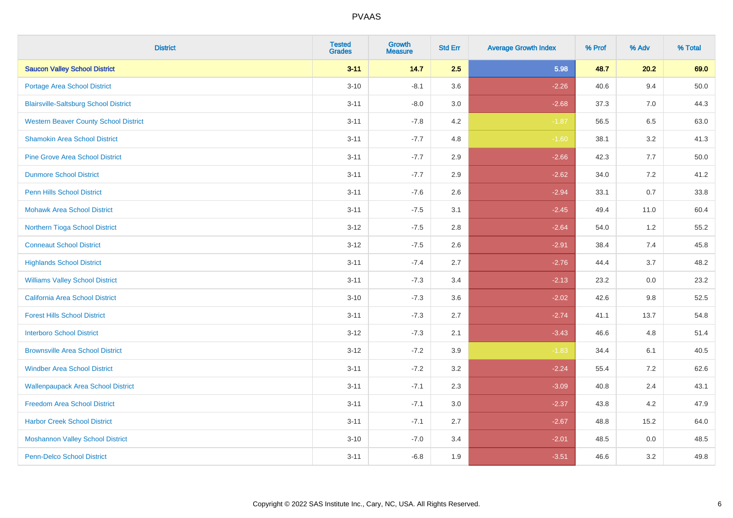| District | Tested Grades | Growth Measure | Std Err | Average Growth Index | % Prof | % Adv | % Total |
|---|---|---|---|---|---|---|---|
| **Saucon Valley School District** | **3-11** | **14.7** | **2.5** | **5.98** | **48.7** | **20.2** | **69.0** |
| Portage Area School District | 3-10 | -8.1 | 3.6 | -2.26 | 40.6 | 9.4 | 50.0 |
| Blairsville-Saltsburg School District | 3-11 | -8.0 | 3.0 | -2.68 | 37.3 | 7.0 | 44.3 |
| Western Beaver County School District | 3-11 | -7.8 | 4.2 | -1.87 | 56.5 | 6.5 | 63.0 |
| Shamokin Area School District | 3-11 | -7.7 | 4.8 | -1.60 | 38.1 | 3.2 | 41.3 |
| Pine Grove Area School District | 3-11 | -7.7 | 2.9 | -2.66 | 42.3 | 7.7 | 50.0 |
| Dunmore School District | 3-11 | -7.7 | 2.9 | -2.62 | 34.0 | 7.2 | 41.2 |
| Penn Hills School District | 3-11 | -7.6 | 2.6 | -2.94 | 33.1 | 0.7 | 33.8 |
| Mohawk Area School District | 3-11 | -7.5 | 3.1 | -2.45 | 49.4 | 11.0 | 60.4 |
| Northern Tioga School District | 3-12 | -7.5 | 2.8 | -2.64 | 54.0 | 1.2 | 55.2 |
| Conneaut School District | 3-12 | -7.5 | 2.6 | -2.91 | 38.4 | 7.4 | 45.8 |
| Highlands School District | 3-11 | -7.4 | 2.7 | -2.76 | 44.4 | 3.7 | 48.2 |
| Williams Valley School District | 3-11 | -7.3 | 3.4 | -2.13 | 23.2 | 0.0 | 23.2 |
| California Area School District | 3-10 | -7.3 | 3.6 | -2.02 | 42.6 | 9.8 | 52.5 |
| Forest Hills School District | 3-11 | -7.3 | 2.7 | -2.74 | 41.1 | 13.7 | 54.8 |
| Interboro School District | 3-12 | -7.3 | 2.1 | -3.43 | 46.6 | 4.8 | 51.4 |
| Brownsville Area School District | 3-12 | -7.2 | 3.9 | -1.83 | 34.4 | 6.1 | 40.5 |
| Windber Area School District | 3-11 | -7.2 | 3.2 | -2.24 | 55.4 | 7.2 | 62.6 |
| Wallenpaupack Area School District | 3-11 | -7.1 | 2.3 | -3.09 | 40.8 | 2.4 | 43.1 |
| Freedom Area School District | 3-11 | -7.1 | 3.0 | -2.37 | 43.8 | 4.2 | 47.9 |
| Harbor Creek School District | 3-11 | -7.1 | 2.7 | -2.67 | 48.8 | 15.2 | 64.0 |
| Moshannon Valley School District | 3-10 | -7.0 | 3.4 | -2.01 | 48.5 | 0.0 | 48.5 |
| Penn-Delco School District | 3-11 | -6.8 | 1.9 | -3.51 | 46.6 | 3.2 | 49.8 |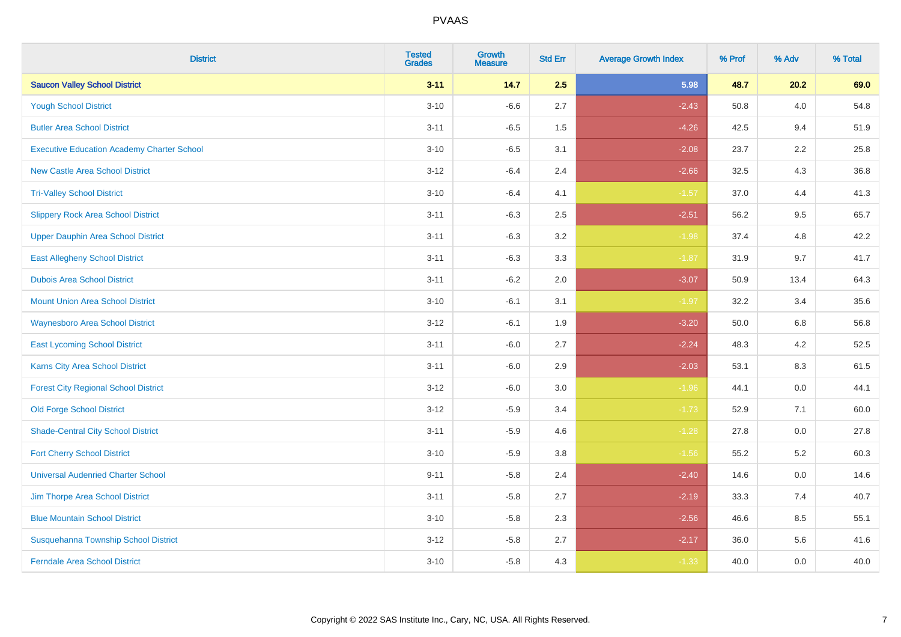# PVAAS

| District | Tested Grades | Growth Measure | Std Err | Average Growth Index | % Prof | % Adv | % Total |
|---|---|---|---|---|---|---|---|
| **Saucon Valley School District** | **3-11** | **14.7** | **2.5** | **5.98** | **48.7** | **20.2** | **69.0** |
| Yough School District | 3-10 | -6.6 | 2.7 | -2.43 | 50.8 | 4.0 | 54.8 |
| Butler Area School District | 3-11 | -6.5 | 1.5 | -4.26 | 42.5 | 9.4 | 51.9 |
| Executive Education Academy Charter School | 3-10 | -6.5 | 3.1 | -2.08 | 23.7 | 2.2 | 25.8 |
| New Castle Area School District | 3-12 | -6.4 | 2.4 | -2.66 | 32.5 | 4.3 | 36.8 |
| Tri-Valley School District | 3-10 | -6.4 | 4.1 | -1.57 | 37.0 | 4.4 | 41.3 |
| Slippery Rock Area School District | 3-11 | -6.3 | 2.5 | -2.51 | 56.2 | 9.5 | 65.7 |
| Upper Dauphin Area School District | 3-11 | -6.3 | 3.2 | -1.98 | 37.4 | 4.8 | 42.2 |
| East Allegheny School District | 3-11 | -6.3 | 3.3 | -1.87 | 31.9 | 9.7 | 41.7 |
| Dubois Area School District | 3-11 | -6.2 | 2.0 | -3.07 | 50.9 | 13.4 | 64.3 |
| Mount Union Area School District | 3-10 | -6.1 | 3.1 | -1.97 | 32.2 | 3.4 | 35.6 |
| Waynesboro Area School District | 3-12 | -6.1 | 1.9 | -3.20 | 50.0 | 6.8 | 56.8 |
| East Lycoming School District | 3-11 | -6.0 | 2.7 | -2.24 | 48.3 | 4.2 | 52.5 |
| Karns City Area School District | 3-11 | -6.0 | 2.9 | -2.03 | 53.1 | 8.3 | 61.5 |
| Forest City Regional School District | 3-12 | -6.0 | 3.0 | -1.96 | 44.1 | 0.0 | 44.1 |
| Old Forge School District | 3-12 | -5.9 | 3.4 | -1.73 | 52.9 | 7.1 | 60.0 |
| Shade-Central City School District | 3-11 | -5.9 | 4.6 | -1.28 | 27.8 | 0.0 | 27.8 |
| Fort Cherry School District | 3-10 | -5.9 | 3.8 | -1.56 | 55.2 | 5.2 | 60.3 |
| Universal Audenried Charter School | 9-11 | -5.8 | 2.4 | -2.40 | 14.6 | 0.0 | 14.6 |
| Jim Thorpe Area School District | 3-11 | -5.8 | 2.7 | -2.19 | 33.3 | 7.4 | 40.7 |
| Blue Mountain School District | 3-10 | -5.8 | 2.3 | -2.56 | 46.6 | 8.5 | 55.1 |
| Susquehanna Township School District | 3-12 | -5.8 | 2.7 | -2.17 | 36.0 | 5.6 | 41.6 |
| Ferndale Area School District | 3-10 | -5.8 | 4.3 | -1.33 | 40.0 | 0.0 | 40.0 |

Copyright © 2022 SAS Institute Inc., Cary, NC, USA. All Rights Reserved.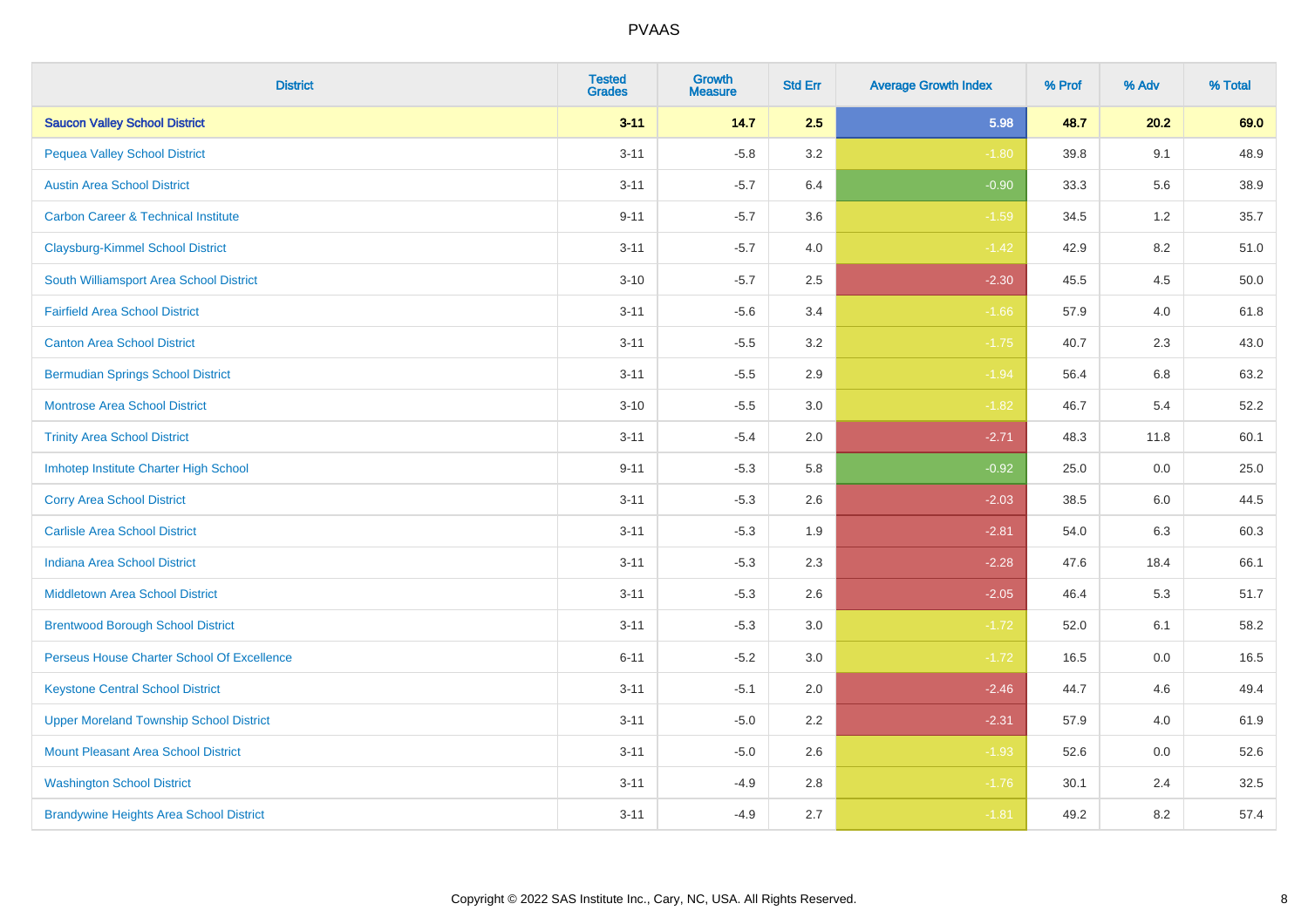| District | Tested Grades | Growth Measure | Std Err | Average Growth Index | % Prof | % Adv | % Total |
|---|---|---|---|---|---|---|---|
| **Saucon Valley School District** | **3-11** | **14.7** | **2.5** | **5.98** | **48.7** | **20.2** | **69.0** |
| Pequea Valley School District | 3-11 | -5.8 | 3.2 | -1.80 | 39.8 | 9.1 | 48.9 |
| Austin Area School District | 3-11 | -5.7 | 6.4 | -0.90 | 33.3 | 5.6 | 38.9 |
| Carbon Career & Technical Institute | 9-11 | -5.7 | 3.6 | -1.59 | 34.5 | 1.2 | 35.7 |
| Claysburg-Kimmel School District | 3-11 | -5.7 | 4.0 | -1.42 | 42.9 | 8.2 | 51.0 |
| South Williamsport Area School District | 3-10 | -5.7 | 2.5 | -2.30 | 45.5 | 4.5 | 50.0 |
| Fairfield Area School District | 3-11 | -5.6 | 3.4 | -1.66 | 57.9 | 4.0 | 61.8 |
| Canton Area School District | 3-11 | -5.5 | 3.2 | -1.75 | 40.7 | 2.3 | 43.0 |
| Bermudian Springs School District | 3-11 | -5.5 | 2.9 | -1.94 | 56.4 | 6.8 | 63.2 |
| Montrose Area School District | 3-10 | -5.5 | 3.0 | -1.82 | 46.7 | 5.4 | 52.2 |
| Trinity Area School District | 3-11 | -5.4 | 2.0 | -2.71 | 48.3 | 11.8 | 60.1 |
| Imhotep Institute Charter High School | 9-11 | -5.3 | 5.8 | -0.92 | 25.0 | 0.0 | 25.0 |
| Corry Area School District | 3-11 | -5.3 | 2.6 | -2.03 | 38.5 | 6.0 | 44.5 |
| Carlisle Area School District | 3-11 | -5.3 | 1.9 | -2.81 | 54.0 | 6.3 | 60.3 |
| Indiana Area School District | 3-11 | -5.3 | 2.3 | -2.28 | 47.6 | 18.4 | 66.1 |
| Middletown Area School District | 3-11 | -5.3 | 2.6 | -2.05 | 46.4 | 5.3 | 51.7 |
| Brentwood Borough School District | 3-11 | -5.3 | 3.0 | -1.72 | 52.0 | 6.1 | 58.2 |
| Perseus House Charter School Of Excellence | 6-11 | -5.2 | 3.0 | -1.72 | 16.5 | 0.0 | 16.5 |
| Keystone Central School District | 3-11 | -5.1 | 2.0 | -2.46 | 44.7 | 4.6 | 49.4 |
| Upper Moreland Township School District | 3-11 | -5.0 | 2.2 | -2.31 | 57.9 | 4.0 | 61.9 |
| Mount Pleasant Area School District | 3-11 | -5.0 | 2.6 | -1.93 | 52.6 | 0.0 | 52.6 |
| Washington School District | 3-11 | -4.9 | 2.8 | -1.76 | 30.1 | 2.4 | 32.5 |
| Brandywine Heights Area School District | 3-11 | -4.9 | 2.7 | -1.81 | 49.2 | 8.2 | 57.4 |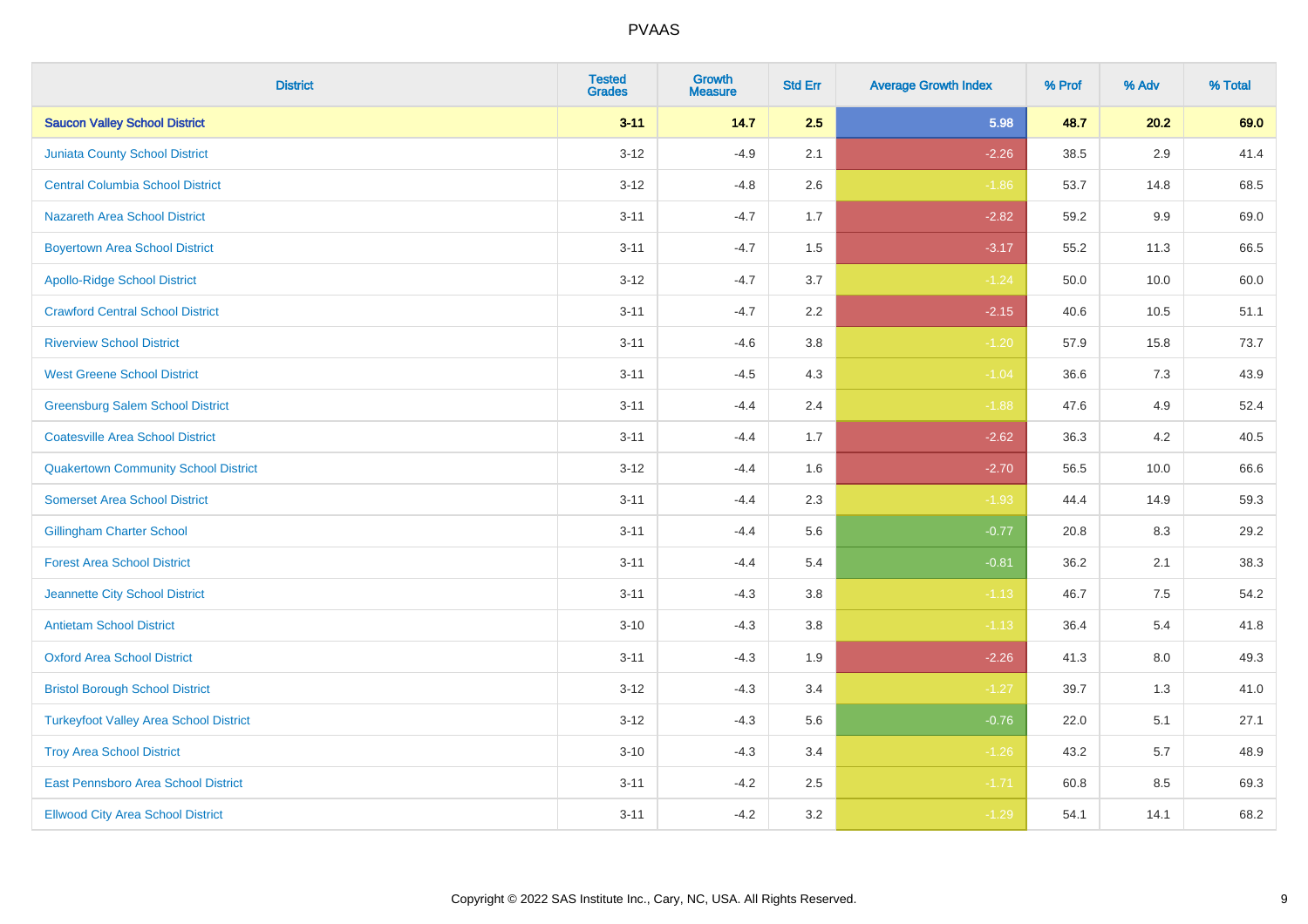| District | Tested Grades | Growth Measure | Std Err | Average Growth Index | % Prof | % Adv | % Total |
|---|---|---|---|---|---|---|---|
| **Saucon Valley School District** | **3-11** | **14.7** | **2.5** | **5.98** | **48.7** | **20.2** | **69.0** |
| Juniata County School District | 3-12 | -4.9 | 2.1 | -2.26 | 38.5 | 2.9 | 41.4 |
| Central Columbia School District | 3-12 | -4.8 | 2.6 | -1.86 | 53.7 | 14.8 | 68.5 |
| Nazareth Area School District | 3-11 | -4.7 | 1.7 | -2.82 | 59.2 | 9.9 | 69.0 |
| Boyertown Area School District | 3-11 | -4.7 | 1.5 | -3.17 | 55.2 | 11.3 | 66.5 |
| Apollo-Ridge School District | 3-12 | -4.7 | 3.7 | -1.24 | 50.0 | 10.0 | 60.0 |
| Crawford Central School District | 3-11 | -4.7 | 2.2 | -2.15 | 40.6 | 10.5 | 51.1 |
| Riverview School District | 3-11 | -4.6 | 3.8 | -1.20 | 57.9 | 15.8 | 73.7 |
| West Greene School District | 3-11 | -4.5 | 4.3 | -1.04 | 36.6 | 7.3 | 43.9 |
| Greensburg Salem School District | 3-11 | -4.4 | 2.4 | -1.88 | 47.6 | 4.9 | 52.4 |
| Coatesville Area School District | 3-11 | -4.4 | 1.7 | -2.62 | 36.3 | 4.2 | 40.5 |
| Quakertown Community School District | 3-12 | -4.4 | 1.6 | -2.70 | 56.5 | 10.0 | 66.6 |
| Somerset Area School District | 3-11 | -4.4 | 2.3 | -1.93 | 44.4 | 14.9 | 59.3 |
| Gillingham Charter School | 3-11 | -4.4 | 5.6 | -0.77 | 20.8 | 8.3 | 29.2 |
| Forest Area School District | 3-11 | -4.4 | 5.4 | -0.81 | 36.2 | 2.1 | 38.3 |
| Jeannette City School District | 3-11 | -4.3 | 3.8 | -1.13 | 46.7 | 7.5 | 54.2 |
| Antietam School District | 3-10 | -4.3 | 3.8 | -1.13 | 36.4 | 5.4 | 41.8 |
| Oxford Area School District | 3-11 | -4.3 | 1.9 | -2.26 | 41.3 | 8.0 | 49.3 |
| Bristol Borough School District | 3-12 | -4.3 | 3.4 | -1.27 | 39.7 | 1.3 | 41.0 |
| Turkeyfoot Valley Area School District | 3-12 | -4.3 | 5.6 | -0.76 | 22.0 | 5.1 | 27.1 |
| Troy Area School District | 3-10 | -4.3 | 3.4 | -1.26 | 43.2 | 5.7 | 48.9 |
| East Pennsboro Area School District | 3-11 | -4.2 | 2.5 | -1.71 | 60.8 | 8.5 | 69.3 |
| Ellwood City Area School District | 3-11 | -4.2 | 3.2 | -1.29 | 54.1 | 14.1 | 68.2 |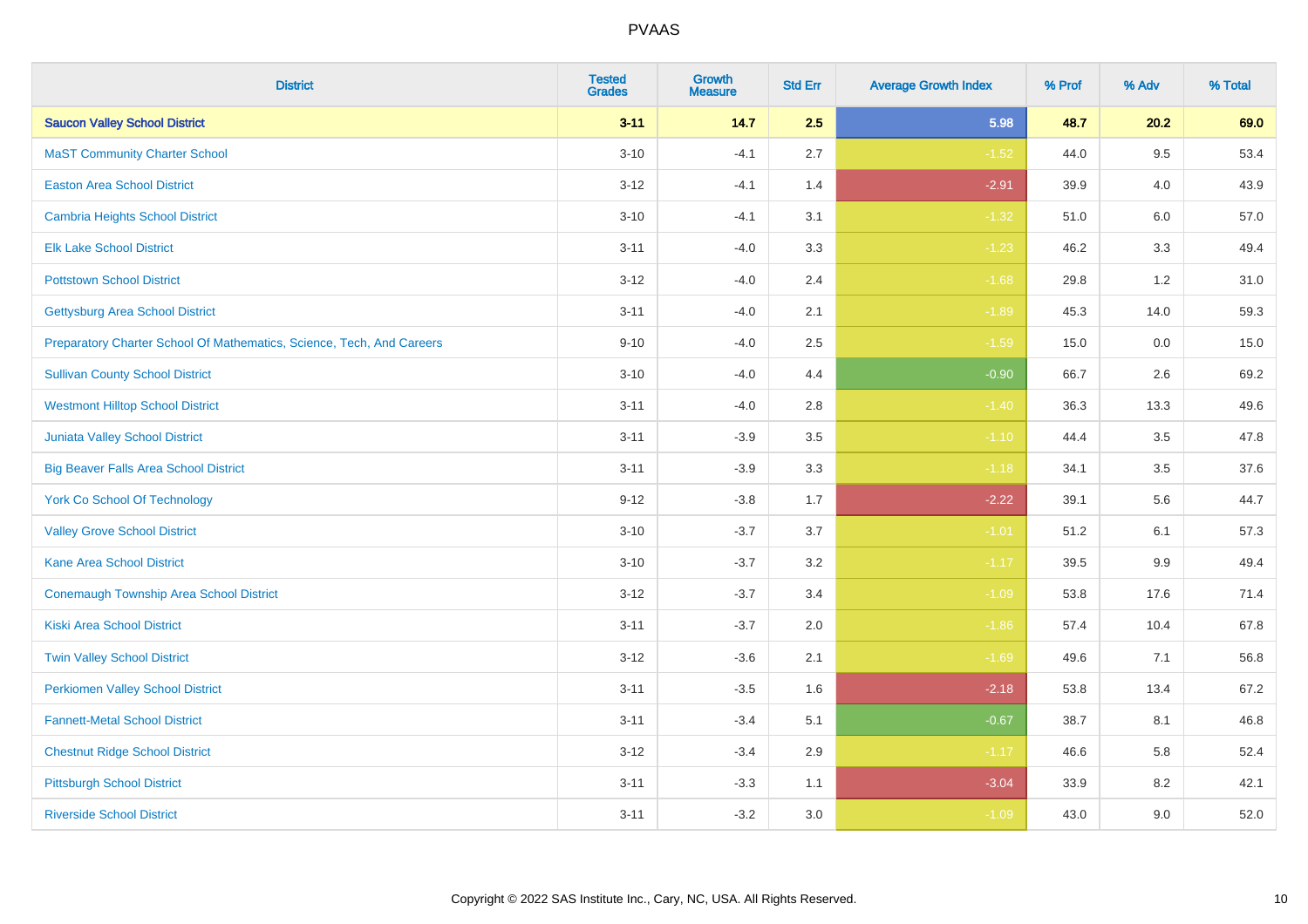PVAAS

| District | Tested Grades | Growth Measure | Std Err | Average Growth Index | % Prof | % Adv | % Total |
|---|---|---|---|---|---|---|---|
| **Saucon Valley School District** | **3-11** | **14.7** | **2.5** | **5.98** | **48.7** | **20.2** | **69.0** |
| MaST Community Charter School | 3-10 | -4.1 | 2.7 | -1.52 | 44.0 | 9.5 | 53.4 |
| Easton Area School District | 3-12 | -4.1 | 1.4 | -2.91 | 39.9 | 4.0 | 43.9 |
| Cambria Heights School District | 3-10 | -4.1 | 3.1 | -1.32 | 51.0 | 6.0 | 57.0 |
| Elk Lake School District | 3-11 | -4.0 | 3.3 | -1.23 | 46.2 | 3.3 | 49.4 |
| Pottstown School District | 3-12 | -4.0 | 2.4 | -1.68 | 29.8 | 1.2 | 31.0 |
| Gettysburg Area School District | 3-11 | -4.0 | 2.1 | -1.89 | 45.3 | 14.0 | 59.3 |
| Preparatory Charter School Of Mathematics, Science, Tech, And Careers | 9-10 | -4.0 | 2.5 | -1.59 | 15.0 | 0.0 | 15.0 |
| Sullivan County School District | 3-10 | -4.0 | 4.4 | -0.90 | 66.7 | 2.6 | 69.2 |
| Westmont Hilltop School District | 3-11 | -4.0 | 2.8 | -1.40 | 36.3 | 13.3 | 49.6 |
| Juniata Valley School District | 3-11 | -3.9 | 3.5 | -1.10 | 44.4 | 3.5 | 47.8 |
| Big Beaver Falls Area School District | 3-11 | -3.9 | 3.3 | -1.18 | 34.1 | 3.5 | 37.6 |
| York Co School Of Technology | 9-12 | -3.8 | 1.7 | -2.22 | 39.1 | 5.6 | 44.7 |
| Valley Grove School District | 3-10 | -3.7 | 3.7 | -1.01 | 51.2 | 6.1 | 57.3 |
| Kane Area School District | 3-10 | -3.7 | 3.2 | -1.17 | 39.5 | 9.9 | 49.4 |
| Conemaugh Township Area School District | 3-12 | -3.7 | 3.4 | -1.09 | 53.8 | 17.6 | 71.4 |
| Kiski Area School District | 3-11 | -3.7 | 2.0 | -1.86 | 57.4 | 10.4 | 67.8 |
| Twin Valley School District | 3-12 | -3.6 | 2.1 | -1.69 | 49.6 | 7.1 | 56.8 |
| Perkiomen Valley School District | 3-11 | -3.5 | 1.6 | -2.18 | 53.8 | 13.4 | 67.2 |
| Fannett-Metal School District | 3-11 | -3.4 | 5.1 | -0.67 | 38.7 | 8.1 | 46.8 |
| Chestnut Ridge School District | 3-12 | -3.4 | 2.9 | -1.17 | 46.6 | 5.8 | 52.4 |
| Pittsburgh School District | 3-11 | -3.3 | 1.1 | -3.04 | 33.9 | 8.2 | 42.1 |
| Riverside School District | 3-11 | -3.2 | 3.0 | -1.09 | 43.0 | 9.0 | 52.0 |

Copyright © 2022 SAS Institute Inc., Cary, NC, USA. All Rights Reserved.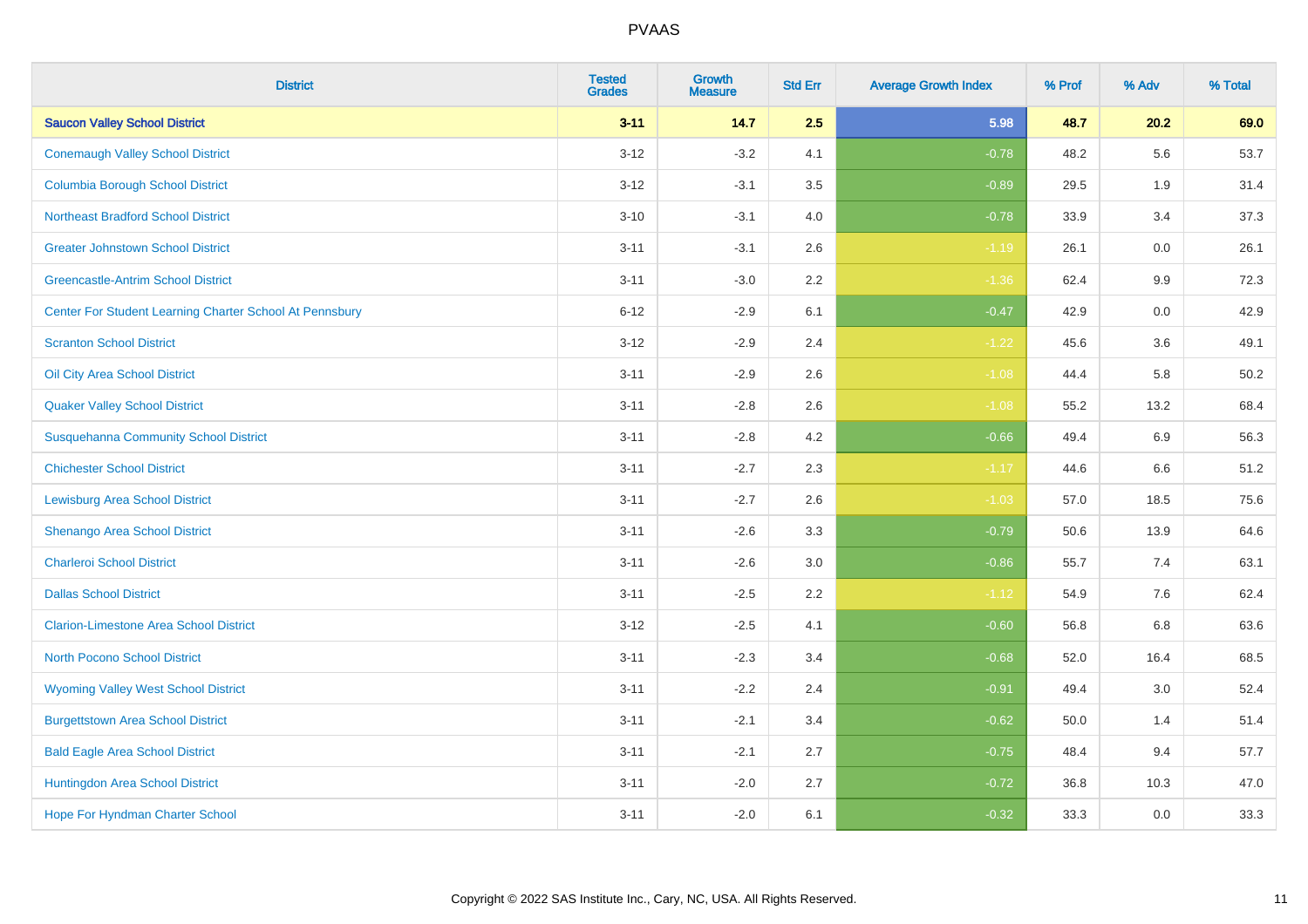| District | Tested Grades | Growth Measure | Std Err | Average Growth Index | % Prof | % Adv | % Total |
|---|---|---|---|---|---|---|---|
| **Saucon Valley School District** | **3-11** | **14.7** | **2.5** | **5.98** | **48.7** | **20.2** | **69.0** |
| Conemaugh Valley School District | 3-12 | -3.2 | 4.1 | -0.78 | 48.2 | 5.6 | 53.7 |
| Columbia Borough School District | 3-12 | -3.1 | 3.5 | -0.89 | 29.5 | 1.9 | 31.4 |
| Northeast Bradford School District | 3-10 | -3.1 | 4.0 | -0.78 | 33.9 | 3.4 | 37.3 |
| Greater Johnstown School District | 3-11 | -3.1 | 2.6 | -1.19 | 26.1 | 0.0 | 26.1 |
| Greencastle-Antrim School District | 3-11 | -3.0 | 2.2 | -1.36 | 62.4 | 9.9 | 72.3 |
| Center For Student Learning Charter School At Pennsbury | 6-12 | -2.9 | 6.1 | -0.47 | 42.9 | 0.0 | 42.9 |
| Scranton School District | 3-12 | -2.9 | 2.4 | -1.22 | 45.6 | 3.6 | 49.1 |
| Oil City Area School District | 3-11 | -2.9 | 2.6 | -1.08 | 44.4 | 5.8 | 50.2 |
| Quaker Valley School District | 3-11 | -2.8 | 2.6 | -1.08 | 55.2 | 13.2 | 68.4 |
| Susquehanna Community School District | 3-11 | -2.8 | 4.2 | -0.66 | 49.4 | 6.9 | 56.3 |
| Chichester School District | 3-11 | -2.7 | 2.3 | -1.17 | 44.6 | 6.6 | 51.2 |
| Lewisburg Area School District | 3-11 | -2.7 | 2.6 | -1.03 | 57.0 | 18.5 | 75.6 |
| Shenango Area School District | 3-11 | -2.6 | 3.3 | -0.79 | 50.6 | 13.9 | 64.6 |
| Charleroi School District | 3-11 | -2.6 | 3.0 | -0.86 | 55.7 | 7.4 | 63.1 |
| Dallas School District | 3-11 | -2.5 | 2.2 | -1.12 | 54.9 | 7.6 | 62.4 |
| Clarion-Limestone Area School District | 3-12 | -2.5 | 4.1 | -0.60 | 56.8 | 6.8 | 63.6 |
| North Pocono School District | 3-11 | -2.3 | 3.4 | -0.68 | 52.0 | 16.4 | 68.5 |
| Wyoming Valley West School District | 3-11 | -2.2 | 2.4 | -0.91 | 49.4 | 3.0 | 52.4 |
| Burgettstown Area School District | 3-11 | -2.1 | 3.4 | -0.62 | 50.0 | 1.4 | 51.4 |
| Bald Eagle Area School District | 3-11 | -2.1 | 2.7 | -0.75 | 48.4 | 9.4 | 57.7 |
| Huntingdon Area School District | 3-11 | -2.0 | 2.7 | -0.72 | 36.8 | 10.3 | 47.0 |
| Hope For Hyndman Charter School | 3-11 | -2.0 | 6.1 | -0.32 | 33.3 | 0.0 | 33.3 |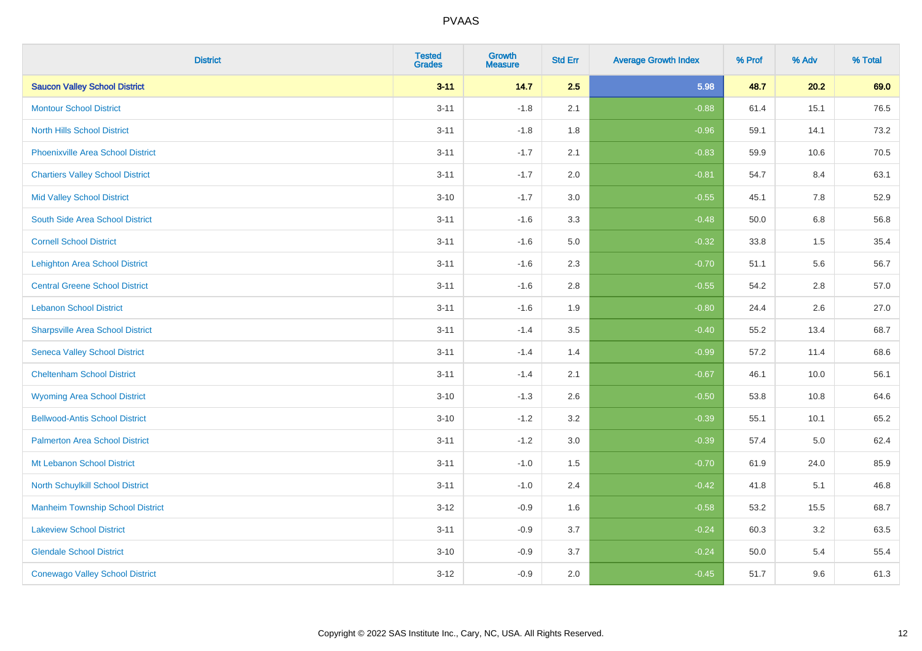| District | Tested Grades | Growth Measure | Std Err | Average Growth Index | % Prof | % Adv | % Total |
|---|---|---|---|---|---|---|---|
| **Saucon Valley School District** | **3-11** | **14.7** | **2.5** | **5.98** | **48.7** | **20.2** | **69.0** |
| Montour School District | 3-11 | -1.8 | 2.1 | -0.88 | 61.4 | 15.1 | 76.5 |
| North Hills School District | 3-11 | -1.8 | 1.8 | -0.96 | 59.1 | 14.1 | 73.2 |
| Phoenixville Area School District | 3-11 | -1.7 | 2.1 | -0.83 | 59.9 | 10.6 | 70.5 |
| Chartiers Valley School District | 3-11 | -1.7 | 2.0 | -0.81 | 54.7 | 8.4 | 63.1 |
| Mid Valley School District | 3-10 | -1.7 | 3.0 | -0.55 | 45.1 | 7.8 | 52.9 |
| South Side Area School District | 3-11 | -1.6 | 3.3 | -0.48 | 50.0 | 6.8 | 56.8 |
| Cornell School District | 3-11 | -1.6 | 5.0 | -0.32 | 33.8 | 1.5 | 35.4 |
| Lehighton Area School District | 3-11 | -1.6 | 2.3 | -0.70 | 51.1 | 5.6 | 56.7 |
| Central Greene School District | 3-11 | -1.6 | 2.8 | -0.55 | 54.2 | 2.8 | 57.0 |
| Lebanon School District | 3-11 | -1.6 | 1.9 | -0.80 | 24.4 | 2.6 | 27.0 |
| Sharpsville Area School District | 3-11 | -1.4 | 3.5 | -0.40 | 55.2 | 13.4 | 68.7 |
| Seneca Valley School District | 3-11 | -1.4 | 1.4 | -0.99 | 57.2 | 11.4 | 68.6 |
| Cheltenham School District | 3-11 | -1.4 | 2.1 | -0.67 | 46.1 | 10.0 | 56.1 |
| Wyoming Area School District | 3-10 | -1.3 | 2.6 | -0.50 | 53.8 | 10.8 | 64.6 |
| Bellwood-Antis School District | 3-10 | -1.2 | 3.2 | -0.39 | 55.1 | 10.1 | 65.2 |
| Palmerton Area School District | 3-11 | -1.2 | 3.0 | -0.39 | 57.4 | 5.0 | 62.4 |
| Mt Lebanon School District | 3-11 | -1.0 | 1.5 | -0.70 | 61.9 | 24.0 | 85.9 |
| North Schuylkill School District | 3-11 | -1.0 | 2.4 | -0.42 | 41.8 | 5.1 | 46.8 |
| Manheim Township School District | 3-12 | -0.9 | 1.6 | -0.58 | 53.2 | 15.5 | 68.7 |
| Lakeview School District | 3-11 | -0.9 | 3.7 | -0.24 | 60.3 | 3.2 | 63.5 |
| Glendale School District | 3-10 | -0.9 | 3.7 | -0.24 | 50.0 | 5.4 | 55.4 |
| Conewago Valley School District | 3-12 | -0.9 | 2.0 | -0.45 | 51.7 | 9.6 | 61.3 |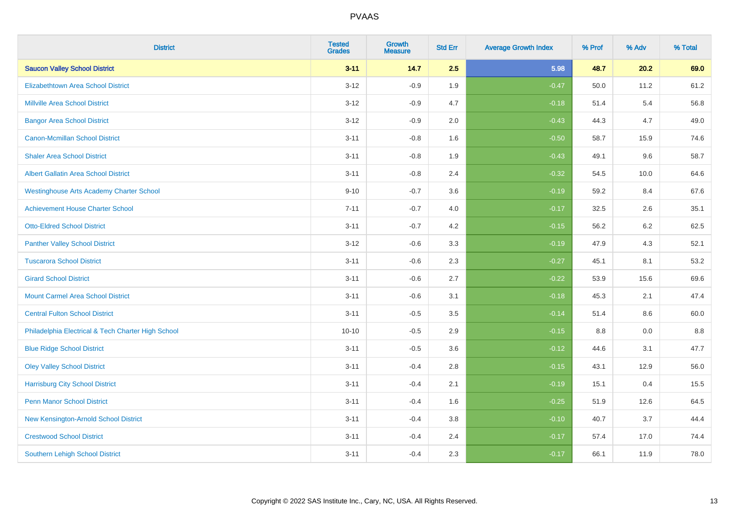# PVAAS

| District | Tested Grades | Growth Measure | Std Err | Average Growth Index | % Prof | % Adv | % Total |
|---|---|---|---|---|---|---|---|
| **Saucon Valley School District** | **3-11** | **14.7** | **2.5** | **5.98** | **48.7** | **20.2** | **69.0** |
| Elizabethtown Area School District | 3-12 | -0.9 | 1.9 | -0.47 | 50.0 | 11.2 | 61.2 |
| Millville Area School District | 3-12 | -0.9 | 4.7 | -0.18 | 51.4 | 5.4 | 56.8 |
| Bangor Area School District | 3-12 | -0.9 | 2.0 | -0.43 | 44.3 | 4.7 | 49.0 |
| Canon-Mcmillan School District | 3-11 | -0.8 | 1.6 | -0.50 | 58.7 | 15.9 | 74.6 |
| Shaler Area School District | 3-11 | -0.8 | 1.9 | -0.43 | 49.1 | 9.6 | 58.7 |
| Albert Gallatin Area School District | 3-11 | -0.8 | 2.4 | -0.32 | 54.5 | 10.0 | 64.6 |
| Westinghouse Arts Academy Charter School | 9-10 | -0.7 | 3.6 | -0.19 | 59.2 | 8.4 | 67.6 |
| Achievement House Charter School | 7-11 | -0.7 | 4.0 | -0.17 | 32.5 | 2.6 | 35.1 |
| Otto-Eldred School District | 3-11 | -0.7 | 4.2 | -0.15 | 56.2 | 6.2 | 62.5 |
| Panther Valley School District | 3-12 | -0.6 | 3.3 | -0.19 | 47.9 | 4.3 | 52.1 |
| Tuscarora School District | 3-11 | -0.6 | 2.3 | -0.27 | 45.1 | 8.1 | 53.2 |
| Girard School District | 3-11 | -0.6 | 2.7 | -0.22 | 53.9 | 15.6 | 69.6 |
| Mount Carmel Area School District | 3-11 | -0.6 | 3.1 | -0.18 | 45.3 | 2.1 | 47.4 |
| Central Fulton School District | 3-11 | -0.5 | 3.5 | -0.14 | 51.4 | 8.6 | 60.0 |
| Philadelphia Electrical & Tech Charter High School | 10-10 | -0.5 | 2.9 | -0.15 | 8.8 | 0.0 | 8.8 |
| Blue Ridge School District | 3-11 | -0.5 | 3.6 | -0.12 | 44.6 | 3.1 | 47.7 |
| Oley Valley School District | 3-11 | -0.4 | 2.8 | -0.15 | 43.1 | 12.9 | 56.0 |
| Harrisburg City School District | 3-11 | -0.4 | 2.1 | -0.19 | 15.1 | 0.4 | 15.5 |
| Penn Manor School District | 3-11 | -0.4 | 1.6 | -0.25 | 51.9 | 12.6 | 64.5 |
| New Kensington-Arnold School District | 3-11 | -0.4 | 3.8 | -0.10 | 40.7 | 3.7 | 44.4 |
| Crestwood School District | 3-11 | -0.4 | 2.4 | -0.17 | 57.4 | 17.0 | 74.4 |
| Southern Lehigh School District | 3-11 | -0.4 | 2.3 | -0.17 | 66.1 | 11.9 | 78.0 |

Copyright © 2022 SAS Institute Inc., Cary, NC, USA. All Rights Reserved.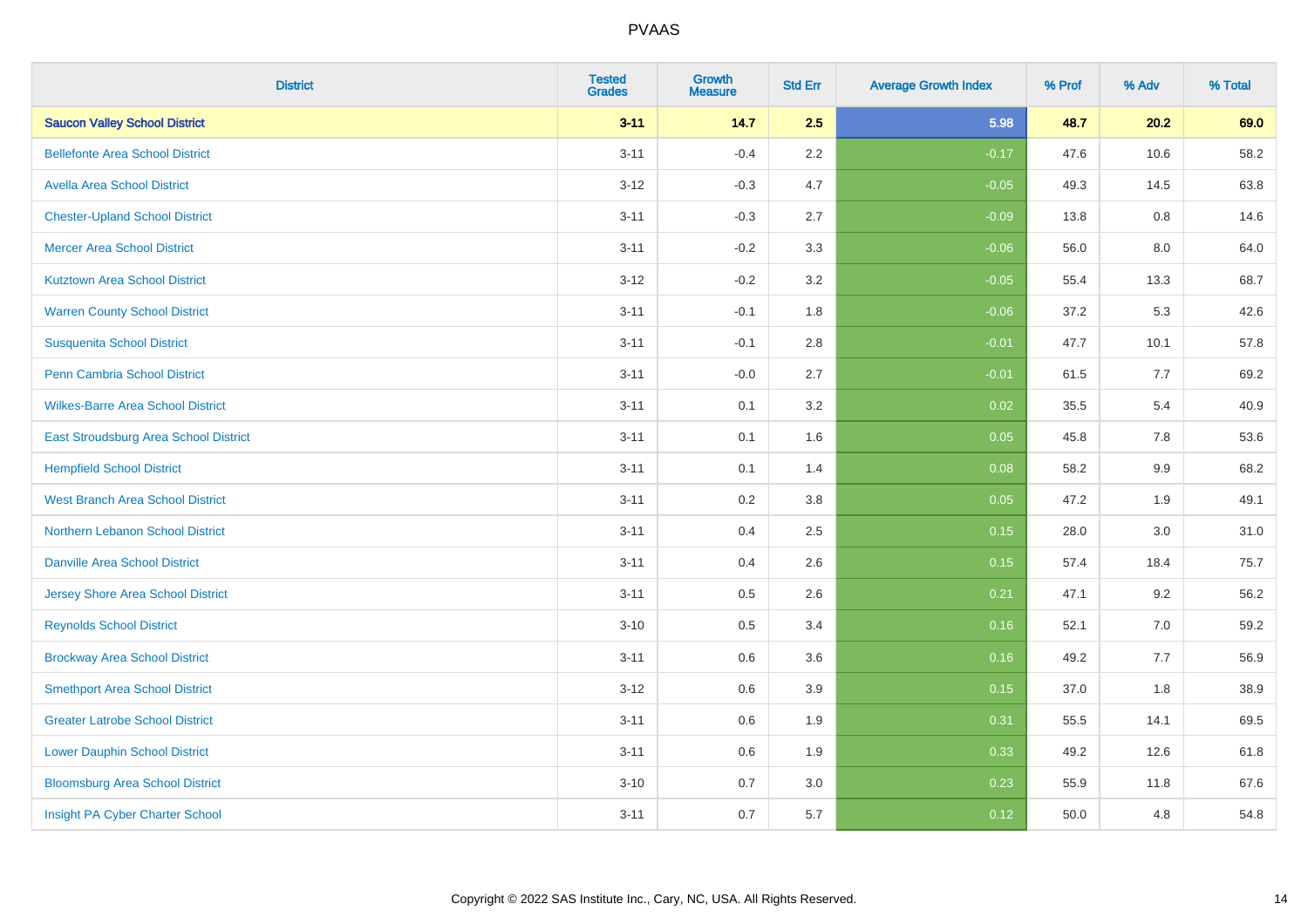| District | Tested Grades | Growth Measure | Std Err | Average Growth Index | % Prof | % Adv | % Total |
|---|---|---|---|---|---|---|---|
| **Saucon Valley School District** | **3-11** | **14.7** | **2.5** | **5.98** | **48.7** | **20.2** | **69.0** |
| Bellefonte Area School District | 3-11 | -0.4 | 2.2 | -0.17 | 47.6 | 10.6 | 58.2 |
| Avella Area School District | 3-12 | -0.3 | 4.7 | -0.05 | 49.3 | 14.5 | 63.8 |
| Chester-Upland School District | 3-11 | -0.3 | 2.7 | -0.09 | 13.8 | 0.8 | 14.6 |
| Mercer Area School District | 3-11 | -0.2 | 3.3 | -0.06 | 56.0 | 8.0 | 64.0 |
| Kutztown Area School District | 3-12 | -0.2 | 3.2 | -0.05 | 55.4 | 13.3 | 68.7 |
| Warren County School District | 3-11 | -0.1 | 1.8 | -0.06 | 37.2 | 5.3 | 42.6 |
| Susquenita School District | 3-11 | -0.1 | 2.8 | -0.01 | 47.7 | 10.1 | 57.8 |
| Penn Cambria School District | 3-11 | -0.0 | 2.7 | -0.01 | 61.5 | 7.7 | 69.2 |
| Wilkes-Barre Area School District | 3-11 | 0.1 | 3.2 | 0.02 | 35.5 | 5.4 | 40.9 |
| East Stroudsburg Area School District | 3-11 | 0.1 | 1.6 | 0.05 | 45.8 | 7.8 | 53.6 |
| Hempfield School District | 3-11 | 0.1 | 1.4 | 0.08 | 58.2 | 9.9 | 68.2 |
| West Branch Area School District | 3-11 | 0.2 | 3.8 | 0.05 | 47.2 | 1.9 | 49.1 |
| Northern Lebanon School District | 3-11 | 0.4 | 2.5 | 0.15 | 28.0 | 3.0 | 31.0 |
| Danville Area School District | 3-11 | 0.4 | 2.6 | 0.15 | 57.4 | 18.4 | 75.7 |
| Jersey Shore Area School District | 3-11 | 0.5 | 2.6 | 0.21 | 47.1 | 9.2 | 56.2 |
| Reynolds School District | 3-10 | 0.5 | 3.4 | 0.16 | 52.1 | 7.0 | 59.2 |
| Brockway Area School District | 3-11 | 0.6 | 3.6 | 0.16 | 49.2 | 7.7 | 56.9 |
| Smethport Area School District | 3-12 | 0.6 | 3.9 | 0.15 | 37.0 | 1.8 | 38.9 |
| Greater Latrobe School District | 3-11 | 0.6 | 1.9 | 0.31 | 55.5 | 14.1 | 69.5 |
| Lower Dauphin School District | 3-11 | 0.6 | 1.9 | 0.33 | 49.2 | 12.6 | 61.8 |
| Bloomsburg Area School District | 3-10 | 0.7 | 3.0 | 0.23 | 55.9 | 11.8 | 67.6 |
| Insight PA Cyber Charter School | 3-11 | 0.7 | 5.7 | 0.12 | 50.0 | 4.8 | 54.8 |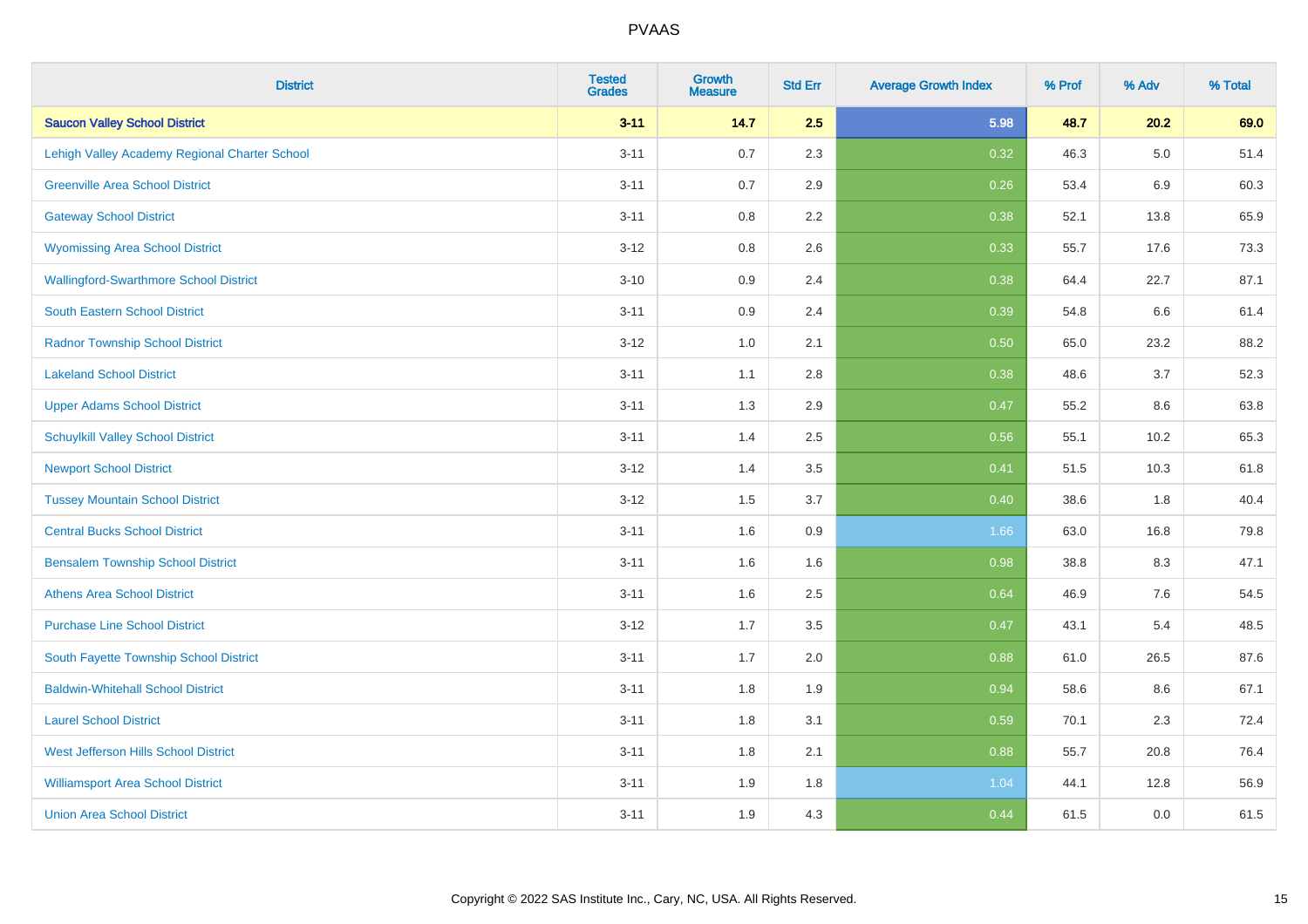| District | Tested Grades | Growth Measure | Std Err | Average Growth Index | % Prof | % Adv | % Total |
|---|---|---|---|---|---|---|---|
| **Saucon Valley School District** | **3-11** | **14.7** | **2.5** | **5.98** | **48.7** | **20.2** | **69.0** |
| Lehigh Valley Academy Regional Charter School | 3-11 | 0.7 | 2.3 | 0.32 | 46.3 | 5.0 | 51.4 |
| Greenville Area School District | 3-11 | 0.7 | 2.9 | 0.26 | 53.4 | 6.9 | 60.3 |
| Gateway School District | 3-11 | 0.8 | 2.2 | 0.38 | 52.1 | 13.8 | 65.9 |
| Wyomissing Area School District | 3-12 | 0.8 | 2.6 | 0.33 | 55.7 | 17.6 | 73.3 |
| Wallingford-Swarthmore School District | 3-10 | 0.9 | 2.4 | 0.38 | 64.4 | 22.7 | 87.1 |
| South Eastern School District | 3-11 | 0.9 | 2.4 | 0.39 | 54.8 | 6.6 | 61.4 |
| Radnor Township School District | 3-12 | 1.0 | 2.1 | 0.50 | 65.0 | 23.2 | 88.2 |
| Lakeland School District | 3-11 | 1.1 | 2.8 | 0.38 | 48.6 | 3.7 | 52.3 |
| Upper Adams School District | 3-11 | 1.3 | 2.9 | 0.47 | 55.2 | 8.6 | 63.8 |
| Schuylkill Valley School District | 3-11 | 1.4 | 2.5 | 0.56 | 55.1 | 10.2 | 65.3 |
| Newport School District | 3-12 | 1.4 | 3.5 | 0.41 | 51.5 | 10.3 | 61.8 |
| Tussey Mountain School District | 3-12 | 1.5 | 3.7 | 0.40 | 38.6 | 1.8 | 40.4 |
| Central Bucks School District | 3-11 | 1.6 | 0.9 | 1.66 | 63.0 | 16.8 | 79.8 |
| Bensalem Township School District | 3-11 | 1.6 | 1.6 | 0.98 | 38.8 | 8.3 | 47.1 |
| Athens Area School District | 3-11 | 1.6 | 2.5 | 0.64 | 46.9 | 7.6 | 54.5 |
| Purchase Line School District | 3-12 | 1.7 | 3.5 | 0.47 | 43.1 | 5.4 | 48.5 |
| South Fayette Township School District | 3-11 | 1.7 | 2.0 | 0.88 | 61.0 | 26.5 | 87.6 |
| Baldwin-Whitehall School District | 3-11 | 1.8 | 1.9 | 0.94 | 58.6 | 8.6 | 67.1 |
| Laurel School District | 3-11 | 1.8 | 3.1 | 0.59 | 70.1 | 2.3 | 72.4 |
| West Jefferson Hills School District | 3-11 | 1.8 | 2.1 | 0.88 | 55.7 | 20.8 | 76.4 |
| Williamsport Area School District | 3-11 | 1.9 | 1.8 | 1.04 | 44.1 | 12.8 | 56.9 |
| Union Area School District | 3-11 | 1.9 | 4.3 | 0.44 | 61.5 | 0.0 | 61.5 |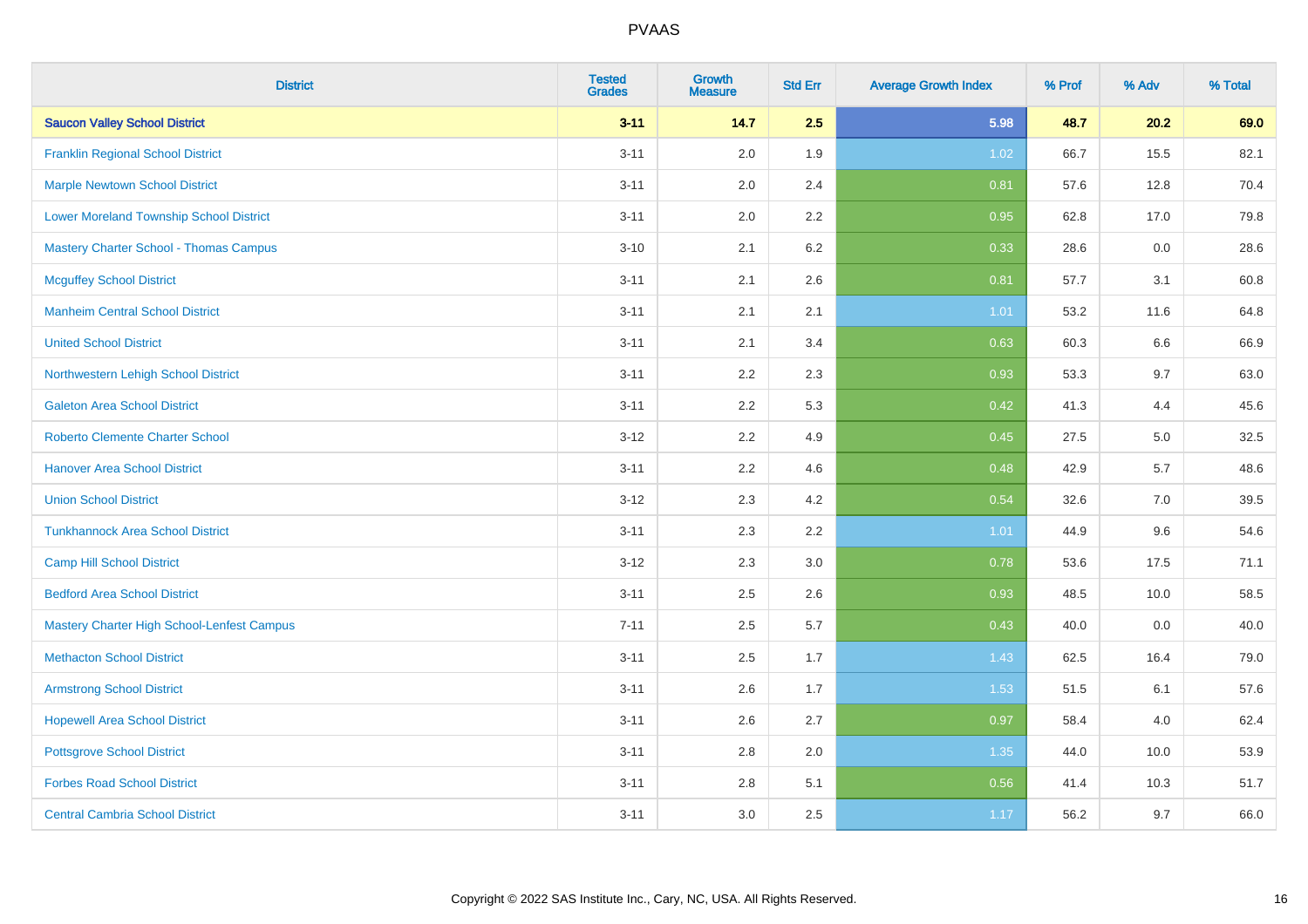| District | Tested Grades | Growth Measure | Std Err | Average Growth Index | % Prof | % Adv | % Total |
|---|---|---|---|---|---|---|---|
| **Saucon Valley School District** | **3-11** | **14.7** | **2.5** | **5.98** | **48.7** | **20.2** | **69.0** |
| Franklin Regional School District | 3-11 | 2.0 | 1.9 | 1.02 | 66.7 | 15.5 | 82.1 |
| Marple Newtown School District | 3-11 | 2.0 | 2.4 | 0.81 | 57.6 | 12.8 | 70.4 |
| Lower Moreland Township School District | 3-11 | 2.0 | 2.2 | 0.95 | 62.8 | 17.0 | 79.8 |
| Mastery Charter School - Thomas Campus | 3-10 | 2.1 | 6.2 | 0.33 | 28.6 | 0.0 | 28.6 |
| Mcguffey School District | 3-11 | 2.1 | 2.6 | 0.81 | 57.7 | 3.1 | 60.8 |
| Manheim Central School District | 3-11 | 2.1 | 2.1 | 1.01 | 53.2 | 11.6 | 64.8 |
| United School District | 3-11 | 2.1 | 3.4 | 0.63 | 60.3 | 6.6 | 66.9 |
| Northwestern Lehigh School District | 3-11 | 2.2 | 2.3 | 0.93 | 53.3 | 9.7 | 63.0 |
| Galeton Area School District | 3-11 | 2.2 | 5.3 | 0.42 | 41.3 | 4.4 | 45.6 |
| Roberto Clemente Charter School | 3-12 | 2.2 | 4.9 | 0.45 | 27.5 | 5.0 | 32.5 |
| Hanover Area School District | 3-11 | 2.2 | 4.6 | 0.48 | 42.9 | 5.7 | 48.6 |
| Union School District | 3-12 | 2.3 | 4.2 | 0.54 | 32.6 | 7.0 | 39.5 |
| Tunkhannock Area School District | 3-11 | 2.3 | 2.2 | 1.01 | 44.9 | 9.6 | 54.6 |
| Camp Hill School District | 3-12 | 2.3 | 3.0 | 0.78 | 53.6 | 17.5 | 71.1 |
| Bedford Area School District | 3-11 | 2.5 | 2.6 | 0.93 | 48.5 | 10.0 | 58.5 |
| Mastery Charter High School-Lenfest Campus | 7-11 | 2.5 | 5.7 | 0.43 | 40.0 | 0.0 | 40.0 |
| Methacton School District | 3-11 | 2.5 | 1.7 | 1.43 | 62.5 | 16.4 | 79.0 |
| Armstrong School District | 3-11 | 2.6 | 1.7 | 1.53 | 51.5 | 6.1 | 57.6 |
| Hopewell Area School District | 3-11 | 2.6 | 2.7 | 0.97 | 58.4 | 4.0 | 62.4 |
| Pottsgrove School District | 3-11 | 2.8 | 2.0 | 1.35 | 44.0 | 10.0 | 53.9 |
| Forbes Road School District | 3-11 | 2.8 | 5.1 | 0.56 | 41.4 | 10.3 | 51.7 |
| Central Cambria School District | 3-11 | 3.0 | 2.5 | 1.17 | 56.2 | 9.7 | 66.0 |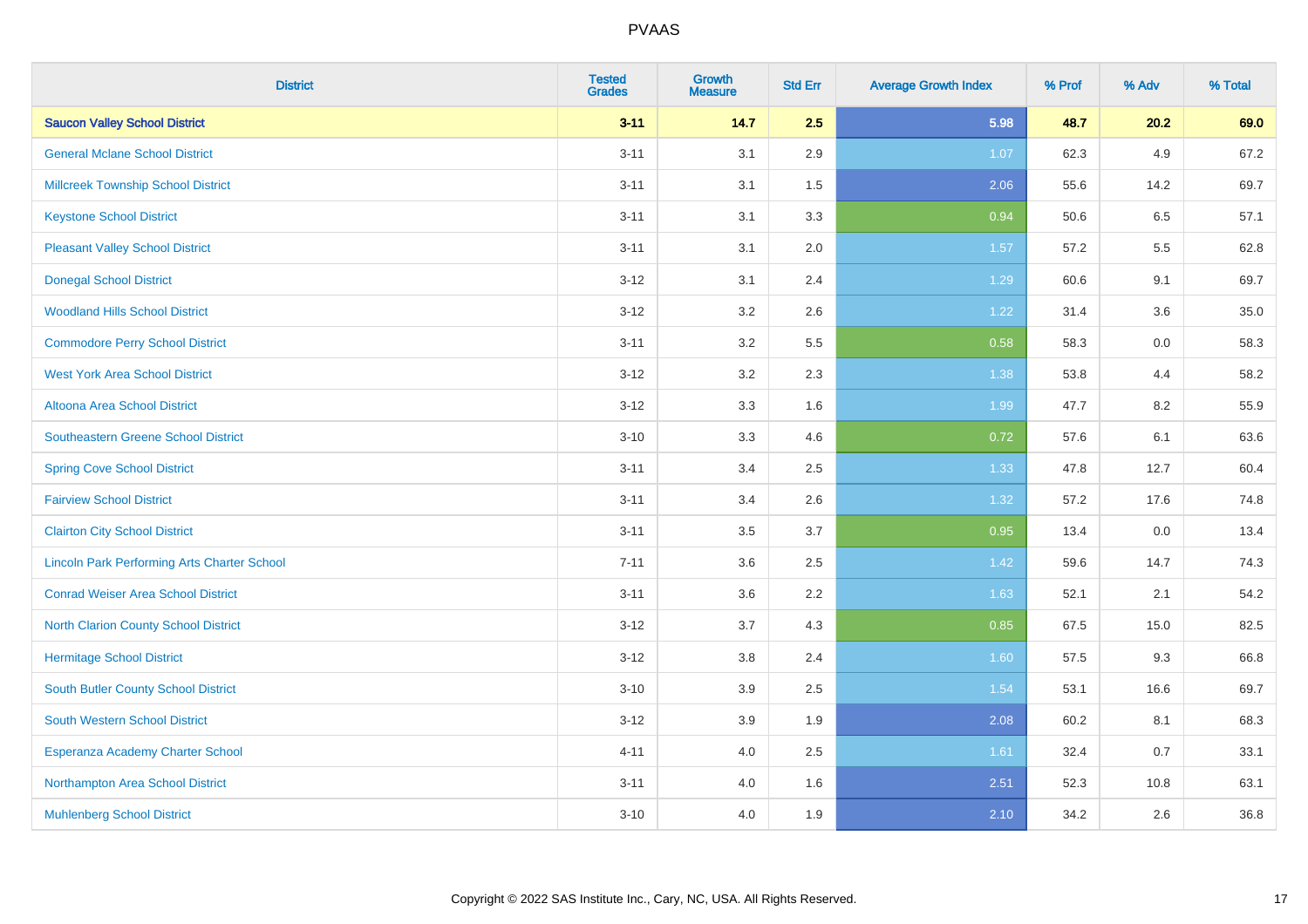| District | Tested Grades | Growth Measure | Std Err | Average Growth Index | % Prof | % Adv | % Total |
|---|---|---|---|---|---|---|---|
| **Saucon Valley School District** | **3-11** | **14.7** | **2.5** | **5.98** | **48.7** | **20.2** | **69.0** |
| General Mclane School District | 3-11 | 3.1 | 2.9 | 1.07 | 62.3 | 4.9 | 67.2 |
| Millcreek Township School District | 3-11 | 3.1 | 1.5 | 2.06 | 55.6 | 14.2 | 69.7 |
| Keystone School District | 3-11 | 3.1 | 3.3 | 0.94 | 50.6 | 6.5 | 57.1 |
| Pleasant Valley School District | 3-11 | 3.1 | 2.0 | 1.57 | 57.2 | 5.5 | 62.8 |
| Donegal School District | 3-12 | 3.1 | 2.4 | 1.29 | 60.6 | 9.1 | 69.7 |
| Woodland Hills School District | 3-12 | 3.2 | 2.6 | 1.22 | 31.4 | 3.6 | 35.0 |
| Commodore Perry School District | 3-11 | 3.2 | 5.5 | 0.58 | 58.3 | 0.0 | 58.3 |
| West York Area School District | 3-12 | 3.2 | 2.3 | 1.38 | 53.8 | 4.4 | 58.2 |
| Altoona Area School District | 3-12 | 3.3 | 1.6 | 1.99 | 47.7 | 8.2 | 55.9 |
| Southeastern Greene School District | 3-10 | 3.3 | 4.6 | 0.72 | 57.6 | 6.1 | 63.6 |
| Spring Cove School District | 3-11 | 3.4 | 2.5 | 1.33 | 47.8 | 12.7 | 60.4 |
| Fairview School District | 3-11 | 3.4 | 2.6 | 1.32 | 57.2 | 17.6 | 74.8 |
| Clairton City School District | 3-11 | 3.5 | 3.7 | 0.95 | 13.4 | 0.0 | 13.4 |
| Lincoln Park Performing Arts Charter School | 7-11 | 3.6 | 2.5 | 1.42 | 59.6 | 14.7 | 74.3 |
| Conrad Weiser Area School District | 3-11 | 3.6 | 2.2 | 1.63 | 52.1 | 2.1 | 54.2 |
| North Clarion County School District | 3-12 | 3.7 | 4.3 | 0.85 | 67.5 | 15.0 | 82.5 |
| Hermitage School District | 3-12 | 3.8 | 2.4 | 1.60 | 57.5 | 9.3 | 66.8 |
| South Butler County School District | 3-10 | 3.9 | 2.5 | 1.54 | 53.1 | 16.6 | 69.7 |
| South Western School District | 3-12 | 3.9 | 1.9 | 2.08 | 60.2 | 8.1 | 68.3 |
| Esperanza Academy Charter School | 4-11 | 4.0 | 2.5 | 1.61 | 32.4 | 0.7 | 33.1 |
| Northampton Area School District | 3-11 | 4.0 | 1.6 | 2.51 | 52.3 | 10.8 | 63.1 |
| Muhlenberg School District | 3-10 | 4.0 | 1.9 | 2.10 | 34.2 | 2.6 | 36.8 |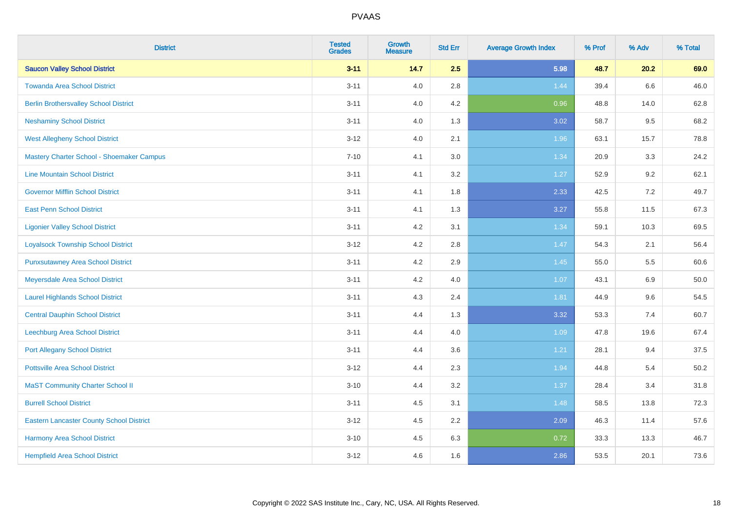# PVAAS

| District | Tested Grades | Growth Measure | Std Err | Average Growth Index | % Prof | % Adv | % Total |
|---|---|---|---|---|---|---|---|
| **Saucon Valley School District** | **3-11** | **14.7** | **2.5** | **5.98** | **48.7** | **20.2** | **69.0** |
| Towanda Area School District | 3-11 | 4.0 | 2.8 | 1.44 | 39.4 | 6.6 | 46.0 |
| Berlin Brothersvalley School District | 3-11 | 4.0 | 4.2 | 0.96 | 48.8 | 14.0 | 62.8 |
| Neshaminy School District | 3-11 | 4.0 | 1.3 | 3.02 | 58.7 | 9.5 | 68.2 |
| West Allegheny School District | 3-12 | 4.0 | 2.1 | 1.96 | 63.1 | 15.7 | 78.8 |
| Mastery Charter School - Shoemaker Campus | 7-10 | 4.1 | 3.0 | 1.34 | 20.9 | 3.3 | 24.2 |
| Line Mountain School District | 3-11 | 4.1 | 3.2 | 1.27 | 52.9 | 9.2 | 62.1 |
| Governor Mifflin School District | 3-11 | 4.1 | 1.8 | 2.33 | 42.5 | 7.2 | 49.7 |
| East Penn School District | 3-11 | 4.1 | 1.3 | 3.27 | 55.8 | 11.5 | 67.3 |
| Ligonier Valley School District | 3-11 | 4.2 | 3.1 | 1.34 | 59.1 | 10.3 | 69.5 |
| Loyalsock Township School District | 3-12 | 4.2 | 2.8 | 1.47 | 54.3 | 2.1 | 56.4 |
| Punxsutawney Area School District | 3-11 | 4.2 | 2.9 | 1.45 | 55.0 | 5.5 | 60.6 |
| Meyersdale Area School District | 3-11 | 4.2 | 4.0 | 1.07 | 43.1 | 6.9 | 50.0 |
| Laurel Highlands School District | 3-11 | 4.3 | 2.4 | 1.81 | 44.9 | 9.6 | 54.5 |
| Central Dauphin School District | 3-11 | 4.4 | 1.3 | 3.32 | 53.3 | 7.4 | 60.7 |
| Leechburg Area School District | 3-11 | 4.4 | 4.0 | 1.09 | 47.8 | 19.6 | 67.4 |
| Port Allegany School District | 3-11 | 4.4 | 3.6 | 1.21 | 28.1 | 9.4 | 37.5 |
| Pottsville Area School District | 3-12 | 4.4 | 2.3 | 1.94 | 44.8 | 5.4 | 50.2 |
| MaST Community Charter School II | 3-10 | 4.4 | 3.2 | 1.37 | 28.4 | 3.4 | 31.8 |
| Burrell School District | 3-11 | 4.5 | 3.1 | 1.48 | 58.5 | 13.8 | 72.3 |
| Eastern Lancaster County School District | 3-12 | 4.5 | 2.2 | 2.09 | 46.3 | 11.4 | 57.6 |
| Harmony Area School District | 3-10 | 4.5 | 6.3 | 0.72 | 33.3 | 13.3 | 46.7 |
| Hempfield Area School District | 3-12 | 4.6 | 1.6 | 2.86 | 53.5 | 20.1 | 73.6 |

Copyright © 2022 SAS Institute Inc., Cary, NC, USA. All Rights Reserved.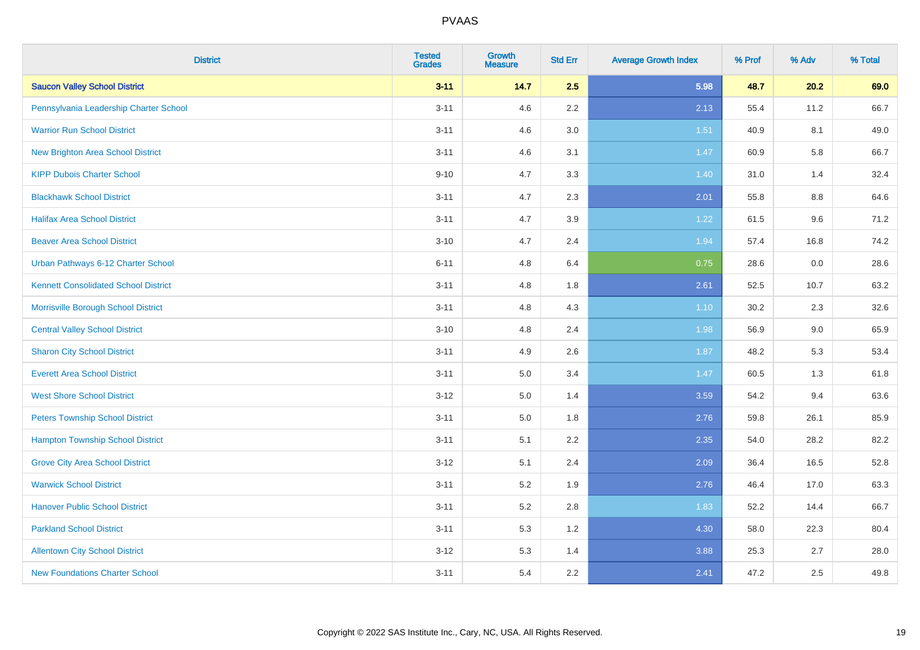| District | Tested Grades | Growth Measure | Std Err | Average Growth Index | % Prof | % Adv | % Total |
|---|---|---|---|---|---|---|---|
| **Saucon Valley School District** | **3-11** | **14.7** | **2.5** | **5.98** | **48.7** | **20.2** | **69.0** |
| Pennsylvania Leadership Charter School | 3-11 | 4.6 | 2.2 | 2.13 | 55.4 | 11.2 | 66.7 |
| Warrior Run School District | 3-11 | 4.6 | 3.0 | 1.51 | 40.9 | 8.1 | 49.0 |
| New Brighton Area School District | 3-11 | 4.6 | 3.1 | 1.47 | 60.9 | 5.8 | 66.7 |
| KIPP Dubois Charter School | 9-10 | 4.7 | 3.3 | 1.40 | 31.0 | 1.4 | 32.4 |
| Blackhawk School District | 3-11 | 4.7 | 2.3 | 2.01 | 55.8 | 8.8 | 64.6 |
| Halifax Area School District | 3-11 | 4.7 | 3.9 | 1.22 | 61.5 | 9.6 | 71.2 |
| Beaver Area School District | 3-10 | 4.7 | 2.4 | 1.94 | 57.4 | 16.8 | 74.2 |
| Urban Pathways 6-12 Charter School | 6-11 | 4.8 | 6.4 | 0.75 | 28.6 | 0.0 | 28.6 |
| Kennett Consolidated School District | 3-11 | 4.8 | 1.8 | 2.61 | 52.5 | 10.7 | 63.2 |
| Morrisville Borough School District | 3-11 | 4.8 | 4.3 | 1.10 | 30.2 | 2.3 | 32.6 |
| Central Valley School District | 3-10 | 4.8 | 2.4 | 1.98 | 56.9 | 9.0 | 65.9 |
| Sharon City School District | 3-11 | 4.9 | 2.6 | 1.87 | 48.2 | 5.3 | 53.4 |
| Everett Area School District | 3-11 | 5.0 | 3.4 | 1.47 | 60.5 | 1.3 | 61.8 |
| West Shore School District | 3-12 | 5.0 | 1.4 | 3.59 | 54.2 | 9.4 | 63.6 |
| Peters Township School District | 3-11 | 5.0 | 1.8 | 2.76 | 59.8 | 26.1 | 85.9 |
| Hampton Township School District | 3-11 | 5.1 | 2.2 | 2.35 | 54.0 | 28.2 | 82.2 |
| Grove City Area School District | 3-12 | 5.1 | 2.4 | 2.09 | 36.4 | 16.5 | 52.8 |
| Warwick School District | 3-11 | 5.2 | 1.9 | 2.76 | 46.4 | 17.0 | 63.3 |
| Hanover Public School District | 3-11 | 5.2 | 2.8 | 1.83 | 52.2 | 14.4 | 66.7 |
| Parkland School District | 3-11 | 5.3 | 1.2 | 4.30 | 58.0 | 22.3 | 80.4 |
| Allentown City School District | 3-12 | 5.3 | 1.4 | 3.88 | 25.3 | 2.7 | 28.0 |
| New Foundations Charter School | 3-11 | 5.4 | 2.2 | 2.41 | 47.2 | 2.5 | 49.8 |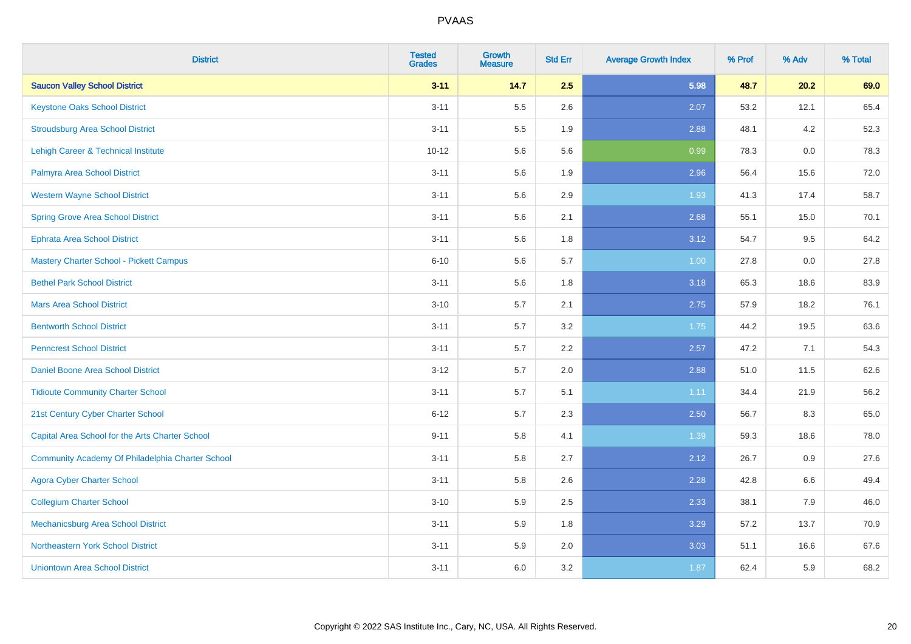# PVAAS

| District | Tested Grades | Growth Measure | Std Err | Average Growth Index | % Prof | % Adv | % Total |
|---|---|---|---|---|---|---|---|
| **Saucon Valley School District** | **3-11** | **14.7** | **2.5** | **5.98** | **48.7** | **20.2** | **69.0** |
| Keystone Oaks School District | 3-11 | 5.5 | 2.6 | 2.07 | 53.2 | 12.1 | 65.4 |
| Stroudsburg Area School District | 3-11 | 5.5 | 1.9 | 2.88 | 48.1 | 4.2 | 52.3 |
| Lehigh Career & Technical Institute | 10-12 | 5.6 | 5.6 | 0.99 | 78.3 | 0.0 | 78.3 |
| Palmyra Area School District | 3-11 | 5.6 | 1.9 | 2.96 | 56.4 | 15.6 | 72.0 |
| Western Wayne School District | 3-11 | 5.6 | 2.9 | 1.93 | 41.3 | 17.4 | 58.7 |
| Spring Grove Area School District | 3-11 | 5.6 | 2.1 | 2.68 | 55.1 | 15.0 | 70.1 |
| Ephrata Area School District | 3-11 | 5.6 | 1.8 | 3.12 | 54.7 | 9.5 | 64.2 |
| Mastery Charter School - Pickett Campus | 6-10 | 5.6 | 5.7 | 1.00 | 27.8 | 0.0 | 27.8 |
| Bethel Park School District | 3-11 | 5.6 | 1.8 | 3.18 | 65.3 | 18.6 | 83.9 |
| Mars Area School District | 3-10 | 5.7 | 2.1 | 2.75 | 57.9 | 18.2 | 76.1 |
| Bentworth School District | 3-11 | 5.7 | 3.2 | 1.75 | 44.2 | 19.5 | 63.6 |
| Penncrest School District | 3-11 | 5.7 | 2.2 | 2.57 | 47.2 | 7.1 | 54.3 |
| Daniel Boone Area School District | 3-12 | 5.7 | 2.0 | 2.88 | 51.0 | 11.5 | 62.6 |
| Tidioute Community Charter School | 3-11 | 5.7 | 5.1 | 1.11 | 34.4 | 21.9 | 56.2 |
| 21st Century Cyber Charter School | 6-12 | 5.7 | 2.3 | 2.50 | 56.7 | 8.3 | 65.0 |
| Capital Area School for the Arts Charter School | 9-11 | 5.8 | 4.1 | 1.39 | 59.3 | 18.6 | 78.0 |
| Community Academy Of Philadelphia Charter School | 3-11 | 5.8 | 2.7 | 2.12 | 26.7 | 0.9 | 27.6 |
| Agora Cyber Charter School | 3-11 | 5.8 | 2.6 | 2.28 | 42.8 | 6.6 | 49.4 |
| Collegium Charter School | 3-10 | 5.9 | 2.5 | 2.33 | 38.1 | 7.9 | 46.0 |
| Mechanicsburg Area School District | 3-11 | 5.9 | 1.8 | 3.29 | 57.2 | 13.7 | 70.9 |
| Northeastern York School District | 3-11 | 5.9 | 2.0 | 3.03 | 51.1 | 16.6 | 67.6 |
| Uniontown Area School District | 3-11 | 6.0 | 3.2 | 1.87 | 62.4 | 5.9 | 68.2 |

Copyright © 2022 SAS Institute Inc., Cary, NC, USA. All Rights Reserved.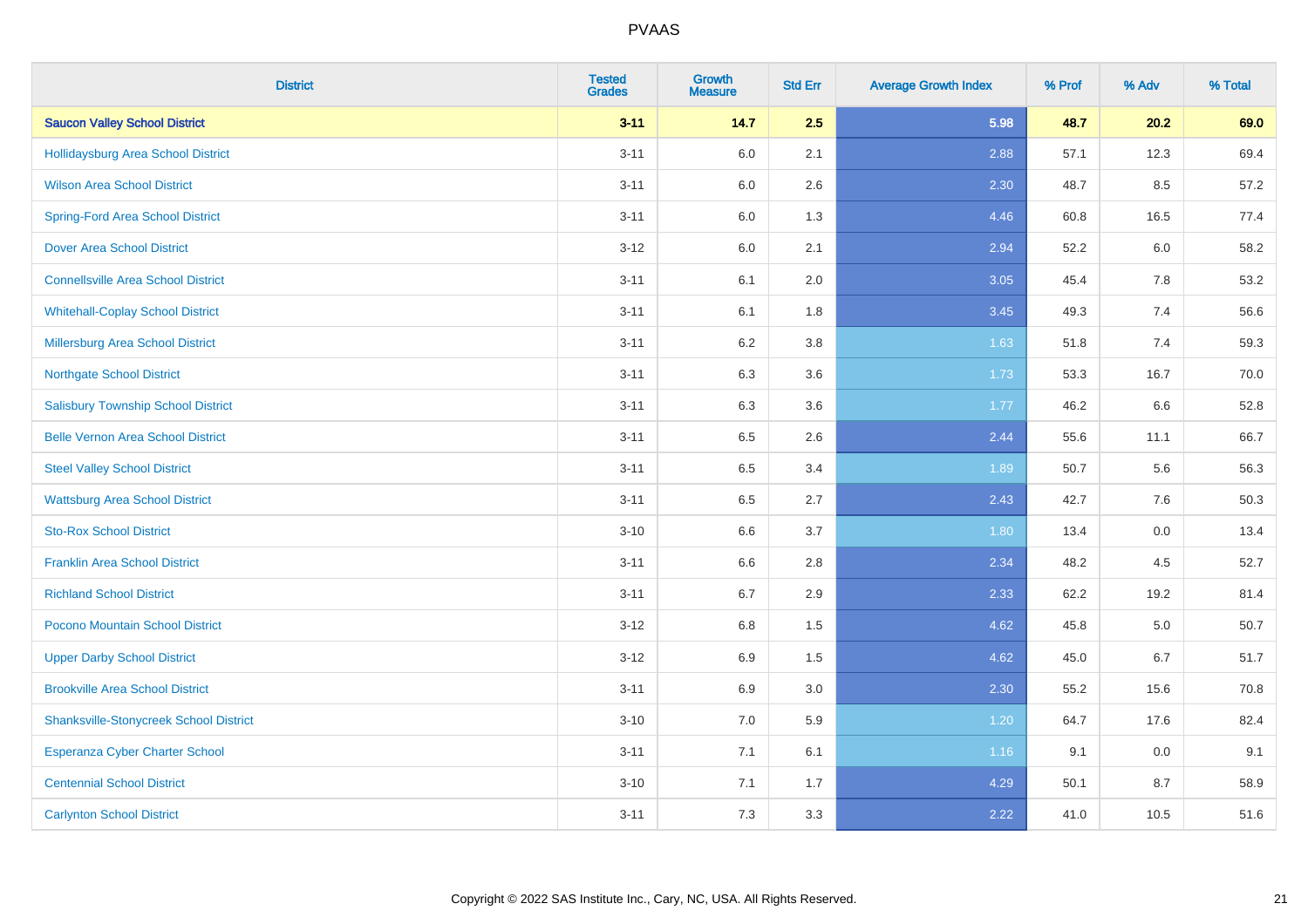| District | Tested Grades | Growth Measure | Std Err | Average Growth Index | % Prof | % Adv | % Total |
|---|---|---|---|---|---|---|---|
| **Saucon Valley School District** | **3-11** | **14.7** | **2.5** | **5.98** | **48.7** | **20.2** | **69.0** |
| Hollidaysburg Area School District | 3-11 | 6.0 | 2.1 | 2.88 | 57.1 | 12.3 | 69.4 |
| Wilson Area School District | 3-11 | 6.0 | 2.6 | 2.30 | 48.7 | 8.5 | 57.2 |
| Spring-Ford Area School District | 3-11 | 6.0 | 1.3 | 4.46 | 60.8 | 16.5 | 77.4 |
| Dover Area School District | 3-12 | 6.0 | 2.1 | 2.94 | 52.2 | 6.0 | 58.2 |
| Connellsville Area School District | 3-11 | 6.1 | 2.0 | 3.05 | 45.4 | 7.8 | 53.2 |
| Whitehall-Coplay School District | 3-11 | 6.1 | 1.8 | 3.45 | 49.3 | 7.4 | 56.6 |
| Millersburg Area School District | 3-11 | 6.2 | 3.8 | 1.63 | 51.8 | 7.4 | 59.3 |
| Northgate School District | 3-11 | 6.3 | 3.6 | 1.73 | 53.3 | 16.7 | 70.0 |
| Salisbury Township School District | 3-11 | 6.3 | 3.6 | 1.77 | 46.2 | 6.6 | 52.8 |
| Belle Vernon Area School District | 3-11 | 6.5 | 2.6 | 2.44 | 55.6 | 11.1 | 66.7 |
| Steel Valley School District | 3-11 | 6.5 | 3.4 | 1.89 | 50.7 | 5.6 | 56.3 |
| Wattsburg Area School District | 3-11 | 6.5 | 2.7 | 2.43 | 42.7 | 7.6 | 50.3 |
| Sto-Rox School District | 3-10 | 6.6 | 3.7 | 1.80 | 13.4 | 0.0 | 13.4 |
| Franklin Area School District | 3-11 | 6.6 | 2.8 | 2.34 | 48.2 | 4.5 | 52.7 |
| Richland School District | 3-11 | 6.7 | 2.9 | 2.33 | 62.2 | 19.2 | 81.4 |
| Pocono Mountain School District | 3-12 | 6.8 | 1.5 | 4.62 | 45.8 | 5.0 | 50.7 |
| Upper Darby School District | 3-12 | 6.9 | 1.5 | 4.62 | 45.0 | 6.7 | 51.7 |
| Brookville Area School District | 3-11 | 6.9 | 3.0 | 2.30 | 55.2 | 15.6 | 70.8 |
| Shanksville-Stonycreek School District | 3-10 | 7.0 | 5.9 | 1.20 | 64.7 | 17.6 | 82.4 |
| Esperanza Cyber Charter School | 3-11 | 7.1 | 6.1 | 1.16 | 9.1 | 0.0 | 9.1 |
| Centennial School District | 3-10 | 7.1 | 1.7 | 4.29 | 50.1 | 8.7 | 58.9 |
| Carlynton School District | 3-11 | 7.3 | 3.3 | 2.22 | 41.0 | 10.5 | 51.6 |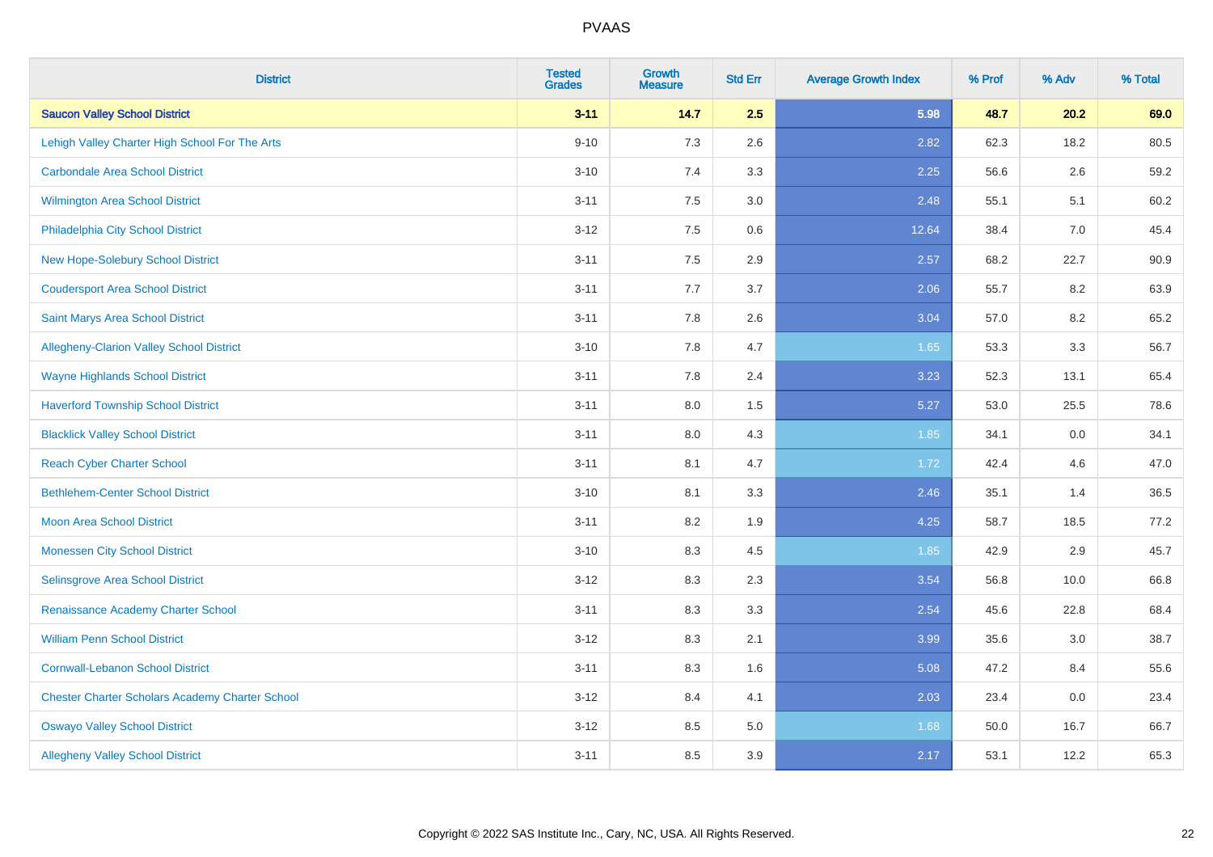# PVAAS

| District | Tested Grades | Growth Measure | Std Err | Average Growth Index | % Prof | % Adv | % Total |
|---|---|---|---|---|---|---|---|
| **Saucon Valley School District** | **3-11** | **14.7** | **2.5** | **5.98** | **48.7** | **20.2** | **69.0** |
| Lehigh Valley Charter High School For The Arts | 9-10 | 7.3 | 2.6 | 2.82 | 62.3 | 18.2 | 80.5 |
| Carbondale Area School District | 3-10 | 7.4 | 3.3 | 2.25 | 56.6 | 2.6 | 59.2 |
| Wilmington Area School District | 3-11 | 7.5 | 3.0 | 2.48 | 55.1 | 5.1 | 60.2 |
| Philadelphia City School District | 3-12 | 7.5 | 0.6 | 12.64 | 38.4 | 7.0 | 45.4 |
| New Hope-Solebury School District | 3-11 | 7.5 | 2.9 | 2.57 | 68.2 | 22.7 | 90.9 |
| Coudersport Area School District | 3-11 | 7.7 | 3.7 | 2.06 | 55.7 | 8.2 | 63.9 |
| Saint Marys Area School District | 3-11 | 7.8 | 2.6 | 3.04 | 57.0 | 8.2 | 65.2 |
| Allegheny-Clarion Valley School District | 3-10 | 7.8 | 4.7 | 1.65 | 53.3 | 3.3 | 56.7 |
| Wayne Highlands School District | 3-11 | 7.8 | 2.4 | 3.23 | 52.3 | 13.1 | 65.4 |
| Haverford Township School District | 3-11 | 8.0 | 1.5 | 5.27 | 53.0 | 25.5 | 78.6 |
| Blacklick Valley School District | 3-11 | 8.0 | 4.3 | 1.85 | 34.1 | 0.0 | 34.1 |
| Reach Cyber Charter School | 3-11 | 8.1 | 4.7 | 1.72 | 42.4 | 4.6 | 47.0 |
| Bethlehem-Center School District | 3-10 | 8.1 | 3.3 | 2.46 | 35.1 | 1.4 | 36.5 |
| Moon Area School District | 3-11 | 8.2 | 1.9 | 4.25 | 58.7 | 18.5 | 77.2 |
| Monessen City School District | 3-10 | 8.3 | 4.5 | 1.85 | 42.9 | 2.9 | 45.7 |
| Selinsgrove Area School District | 3-12 | 8.3 | 2.3 | 3.54 | 56.8 | 10.0 | 66.8 |
| Renaissance Academy Charter School | 3-11 | 8.3 | 3.3 | 2.54 | 45.6 | 22.8 | 68.4 |
| William Penn School District | 3-12 | 8.3 | 2.1 | 3.99 | 35.6 | 3.0 | 38.7 |
| Cornwall-Lebanon School District | 3-11 | 8.3 | 1.6 | 5.08 | 47.2 | 8.4 | 55.6 |
| Chester Charter Scholars Academy Charter School | 3-12 | 8.4 | 4.1 | 2.03 | 23.4 | 0.0 | 23.4 |
| Oswayo Valley School District | 3-12 | 8.5 | 5.0 | 1.68 | 50.0 | 16.7 | 66.7 |
| Allegheny Valley School District | 3-11 | 8.5 | 3.9 | 2.17 | 53.1 | 12.2 | 65.3 |

Copyright © 2022 SAS Institute Inc., Cary, NC, USA. All Rights Reserved.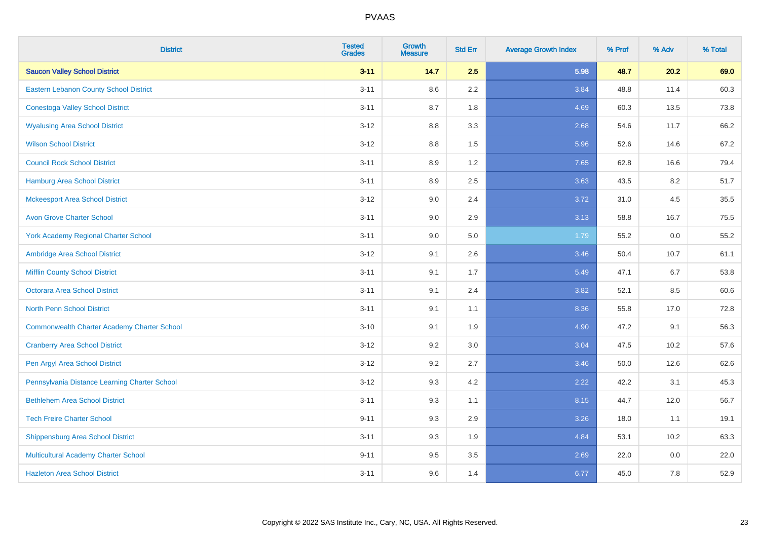# PVAAS

| District | Tested Grades | Growth Measure | Std Err | Average Growth Index | % Prof | % Adv | % Total |
|---|---|---|---|---|---|---|---|
| **Saucon Valley School District** | **3-11** | **14.7** | **2.5** | **5.98** | **48.7** | **20.2** | **69.0** |
| Eastern Lebanon County School District | 3-11 | 8.6 | 2.2 | 3.84 | 48.8 | 11.4 | 60.3 |
| Conestoga Valley School District | 3-11 | 8.7 | 1.8 | 4.69 | 60.3 | 13.5 | 73.8 |
| Wyalusing Area School District | 3-12 | 8.8 | 3.3 | 2.68 | 54.6 | 11.7 | 66.2 |
| Wilson School District | 3-12 | 8.8 | 1.5 | 5.96 | 52.6 | 14.6 | 67.2 |
| Council Rock School District | 3-11 | 8.9 | 1.2 | 7.65 | 62.8 | 16.6 | 79.4 |
| Hamburg Area School District | 3-11 | 8.9 | 2.5 | 3.63 | 43.5 | 8.2 | 51.7 |
| Mckeesport Area School District | 3-12 | 9.0 | 2.4 | 3.72 | 31.0 | 4.5 | 35.5 |
| Avon Grove Charter School | 3-11 | 9.0 | 2.9 | 3.13 | 58.8 | 16.7 | 75.5 |
| York Academy Regional Charter School | 3-11 | 9.0 | 5.0 | 1.79 | 55.2 | 0.0 | 55.2 |
| Ambridge Area School District | 3-12 | 9.1 | 2.6 | 3.46 | 50.4 | 10.7 | 61.1 |
| Mifflin County School District | 3-11 | 9.1 | 1.7 | 5.49 | 47.1 | 6.7 | 53.8 |
| Octorara Area School District | 3-11 | 9.1 | 2.4 | 3.82 | 52.1 | 8.5 | 60.6 |
| North Penn School District | 3-11 | 9.1 | 1.1 | 8.36 | 55.8 | 17.0 | 72.8 |
| Commonwealth Charter Academy Charter School | 3-10 | 9.1 | 1.9 | 4.90 | 47.2 | 9.1 | 56.3 |
| Cranberry Area School District | 3-12 | 9.2 | 3.0 | 3.04 | 47.5 | 10.2 | 57.6 |
| Pen Argyl Area School District | 3-12 | 9.2 | 2.7 | 3.46 | 50.0 | 12.6 | 62.6 |
| Pennsylvania Distance Learning Charter School | 3-12 | 9.3 | 4.2 | 2.22 | 42.2 | 3.1 | 45.3 |
| Bethlehem Area School District | 3-11 | 9.3 | 1.1 | 8.15 | 44.7 | 12.0 | 56.7 |
| Tech Freire Charter School | 9-11 | 9.3 | 2.9 | 3.26 | 18.0 | 1.1 | 19.1 |
| Shippensburg Area School District | 3-11 | 9.3 | 1.9 | 4.84 | 53.1 | 10.2 | 63.3 |
| Multicultural Academy Charter School | 9-11 | 9.5 | 3.5 | 2.69 | 22.0 | 0.0 | 22.0 |
| Hazleton Area School District | 3-11 | 9.6 | 1.4 | 6.77 | 45.0 | 7.8 | 52.9 |

Copyright © 2022 SAS Institute Inc., Cary, NC, USA. All Rights Reserved.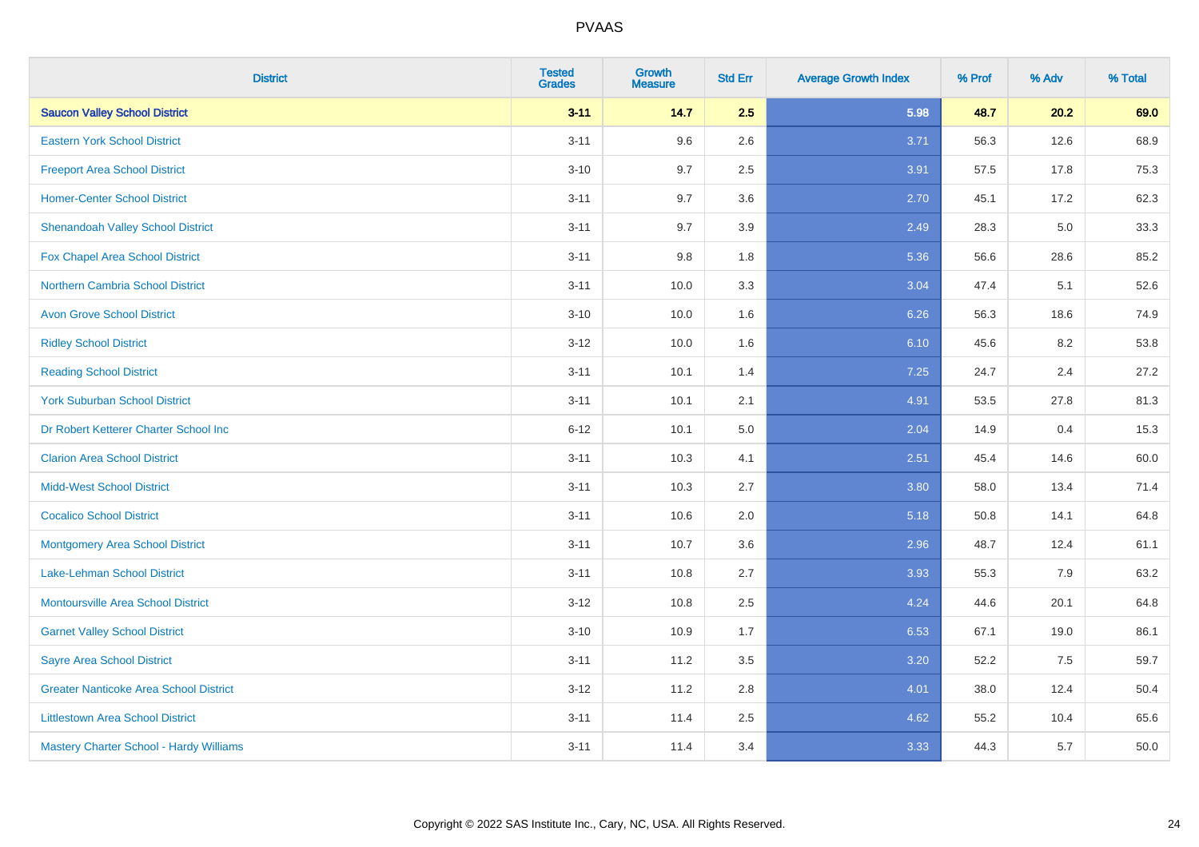| District | Tested Grades | Growth Measure | Std Err | Average Growth Index | % Prof | % Adv | % Total |
|---|---|---|---|---|---|---|---|
| **Saucon Valley School District** | **3-11** | **14.7** | **2.5** | **5.98** | **48.7** | **20.2** | **69.0** |
| Eastern York School District | 3-11 | 9.6 | 2.6 | 3.71 | 56.3 | 12.6 | 68.9 |
| Freeport Area School District | 3-10 | 9.7 | 2.5 | 3.91 | 57.5 | 17.8 | 75.3 |
| Homer-Center School District | 3-11 | 9.7 | 3.6 | 2.70 | 45.1 | 17.2 | 62.3 |
| Shenandoah Valley School District | 3-11 | 9.7 | 3.9 | 2.49 | 28.3 | 5.0 | 33.3 |
| Fox Chapel Area School District | 3-11 | 9.8 | 1.8 | 5.36 | 56.6 | 28.6 | 85.2 |
| Northern Cambria School District | 3-11 | 10.0 | 3.3 | 3.04 | 47.4 | 5.1 | 52.6 |
| Avon Grove School District | 3-10 | 10.0 | 1.6 | 6.26 | 56.3 | 18.6 | 74.9 |
| Ridley School District | 3-12 | 10.0 | 1.6 | 6.10 | 45.6 | 8.2 | 53.8 |
| Reading School District | 3-11 | 10.1 | 1.4 | 7.25 | 24.7 | 2.4 | 27.2 |
| York Suburban School District | 3-11 | 10.1 | 2.1 | 4.91 | 53.5 | 27.8 | 81.3 |
| Dr Robert Ketterer Charter School Inc | 6-12 | 10.1 | 5.0 | 2.04 | 14.9 | 0.4 | 15.3 |
| Clarion Area School District | 3-11 | 10.3 | 4.1 | 2.51 | 45.4 | 14.6 | 60.0 |
| Midd-West School District | 3-11 | 10.3 | 2.7 | 3.80 | 58.0 | 13.4 | 71.4 |
| Cocalico School District | 3-11 | 10.6 | 2.0 | 5.18 | 50.8 | 14.1 | 64.8 |
| Montgomery Area School District | 3-11 | 10.7 | 3.6 | 2.96 | 48.7 | 12.4 | 61.1 |
| Lake-Lehman School District | 3-11 | 10.8 | 2.7 | 3.93 | 55.3 | 7.9 | 63.2 |
| Montoursville Area School District | 3-12 | 10.8 | 2.5 | 4.24 | 44.6 | 20.1 | 64.8 |
| Garnet Valley School District | 3-10 | 10.9 | 1.7 | 6.53 | 67.1 | 19.0 | 86.1 |
| Sayre Area School District | 3-11 | 11.2 | 3.5 | 3.20 | 52.2 | 7.5 | 59.7 |
| Greater Nanticoke Area School District | 3-12 | 11.2 | 2.8 | 4.01 | 38.0 | 12.4 | 50.4 |
| Littlestown Area School District | 3-11 | 11.4 | 2.5 | 4.62 | 55.2 | 10.4 | 65.6 |
| Mastery Charter School - Hardy Williams | 3-11 | 11.4 | 3.4 | 3.33 | 44.3 | 5.7 | 50.0 |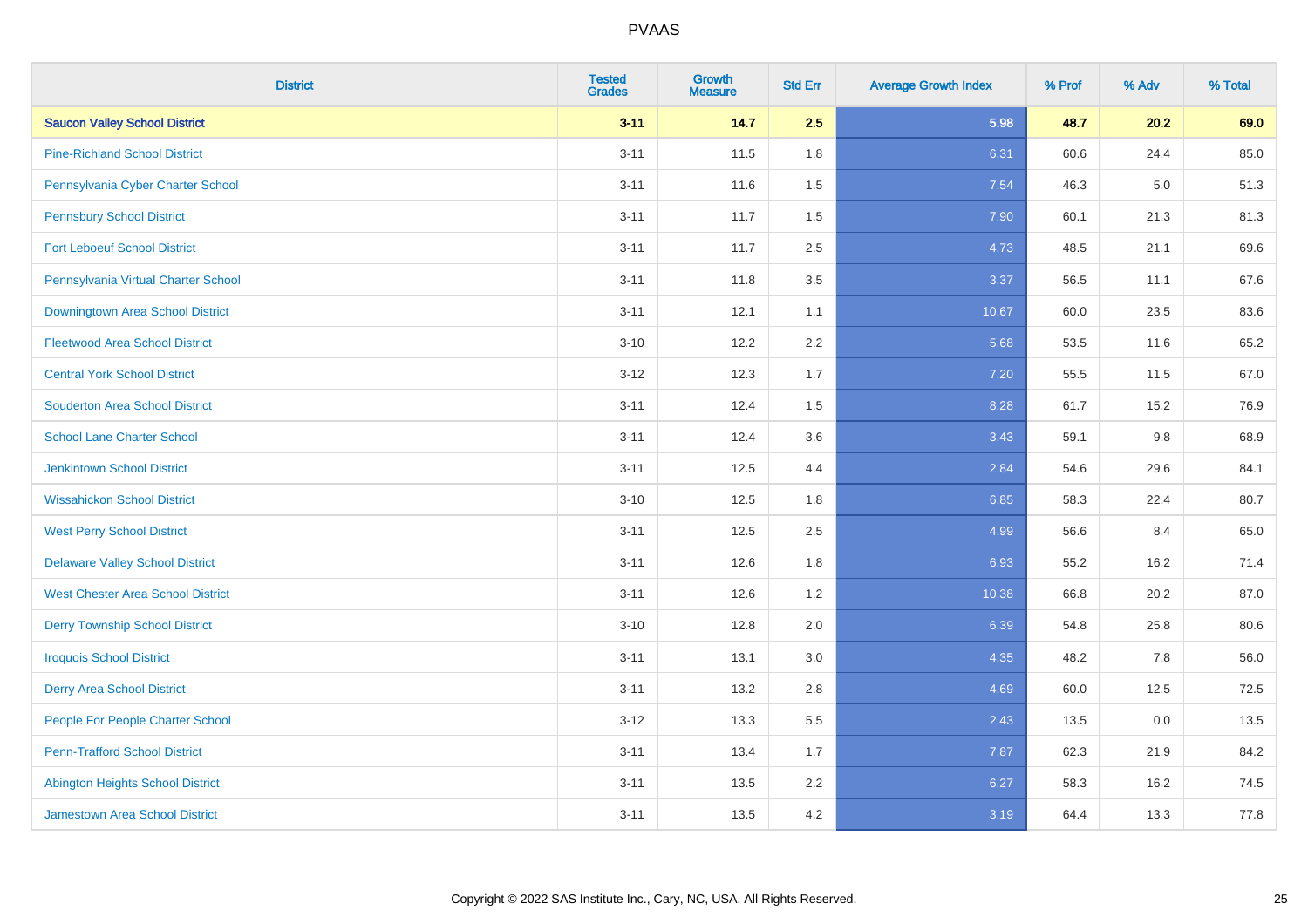# PVAAS

| District | Tested Grades | Growth Measure | Std Err | Average Growth Index | % Prof | % Adv | % Total |
|---|---|---|---|---|---|---|---|
| **Saucon Valley School District** | **3-11** | **14.7** | **2.5** | **5.98** | **48.7** | **20.2** | **69.0** |
| Pine-Richland School District | 3-11 | 11.5 | 1.8 | 6.31 | 60.6 | 24.4 | 85.0 |
| Pennsylvania Cyber Charter School | 3-11 | 11.6 | 1.5 | 7.54 | 46.3 | 5.0 | 51.3 |
| Pennsbury School District | 3-11 | 11.7 | 1.5 | 7.90 | 60.1 | 21.3 | 81.3 |
| Fort Leboeuf School District | 3-11 | 11.7 | 2.5 | 4.73 | 48.5 | 21.1 | 69.6 |
| Pennsylvania Virtual Charter School | 3-11 | 11.8 | 3.5 | 3.37 | 56.5 | 11.1 | 67.6 |
| Downingtown Area School District | 3-11 | 12.1 | 1.1 | 10.67 | 60.0 | 23.5 | 83.6 |
| Fleetwood Area School District | 3-10 | 12.2 | 2.2 | 5.68 | 53.5 | 11.6 | 65.2 |
| Central York School District | 3-12 | 12.3 | 1.7 | 7.20 | 55.5 | 11.5 | 67.0 |
| Souderton Area School District | 3-11 | 12.4 | 1.5 | 8.28 | 61.7 | 15.2 | 76.9 |
| School Lane Charter School | 3-11 | 12.4 | 3.6 | 3.43 | 59.1 | 9.8 | 68.9 |
| Jenkintown School District | 3-11 | 12.5 | 4.4 | 2.84 | 54.6 | 29.6 | 84.1 |
| Wissahickon School District | 3-10 | 12.5 | 1.8 | 6.85 | 58.3 | 22.4 | 80.7 |
| West Perry School District | 3-11 | 12.5 | 2.5 | 4.99 | 56.6 | 8.4 | 65.0 |
| Delaware Valley School District | 3-11 | 12.6 | 1.8 | 6.93 | 55.2 | 16.2 | 71.4 |
| West Chester Area School District | 3-11 | 12.6 | 1.2 | 10.38 | 66.8 | 20.2 | 87.0 |
| Derry Township School District | 3-10 | 12.8 | 2.0 | 6.39 | 54.8 | 25.8 | 80.6 |
| Iroquois School District | 3-11 | 13.1 | 3.0 | 4.35 | 48.2 | 7.8 | 56.0 |
| Derry Area School District | 3-11 | 13.2 | 2.8 | 4.69 | 60.0 | 12.5 | 72.5 |
| People For People Charter School | 3-12 | 13.3 | 5.5 | 2.43 | 13.5 | 0.0 | 13.5 |
| Penn-Trafford School District | 3-11 | 13.4 | 1.7 | 7.87 | 62.3 | 21.9 | 84.2 |
| Abington Heights School District | 3-11 | 13.5 | 2.2 | 6.27 | 58.3 | 16.2 | 74.5 |
| Jamestown Area School District | 3-11 | 13.5 | 4.2 | 3.19 | 64.4 | 13.3 | 77.8 |

Copyright © 2022 SAS Institute Inc., Cary, NC, USA. All Rights Reserved.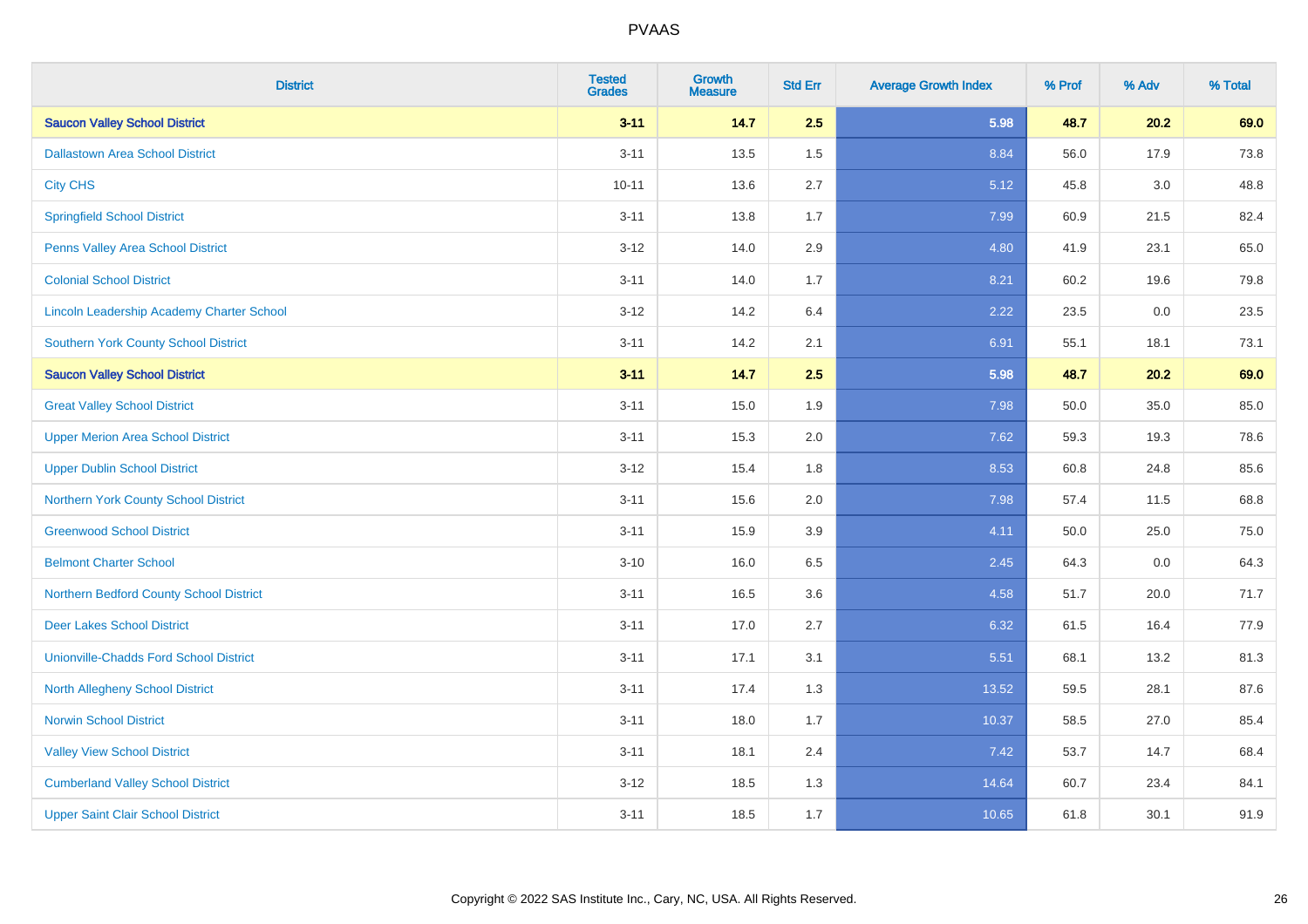# PVAAS

| District | Tested Grades | Growth Measure | Std Err | Average Growth Index | % Prof | % Adv | % Total |
|---|---|---|---|---|---|---|---|
| **Saucon Valley School District** | **3-11** | **14.7** | **2.5** | **5.98** | **48.7** | **20.2** | **69.0** |
| Dallastown Area School District | 3-11 | 13.5 | 1.5 | 8.84 | 56.0 | 17.9 | 73.8 |
| City CHS | 10-11 | 13.6 | 2.7 | 5.12 | 45.8 | 3.0 | 48.8 |
| Springfield School District | 3-11 | 13.8 | 1.7 | 7.99 | 60.9 | 21.5 | 82.4 |
| Penns Valley Area School District | 3-12 | 14.0 | 2.9 | 4.80 | 41.9 | 23.1 | 65.0 |
| Colonial School District | 3-11 | 14.0 | 1.7 | 8.21 | 60.2 | 19.6 | 79.8 |
| Lincoln Leadership Academy Charter School | 3-12 | 14.2 | 6.4 | 2.22 | 23.5 | 0.0 | 23.5 |
| Southern York County School District | 3-11 | 14.2 | 2.1 | 6.91 | 55.1 | 18.1 | 73.1 |
| **Saucon Valley School District** | **3-11** | **14.7** | **2.5** | **5.98** | **48.7** | **20.2** | **69.0** |
| Great Valley School District | 3-11 | 15.0 | 1.9 | 7.98 | 50.0 | 35.0 | 85.0 |
| Upper Merion Area School District | 3-11 | 15.3 | 2.0 | 7.62 | 59.3 | 19.3 | 78.6 |
| Upper Dublin School District | 3-12 | 15.4 | 1.8 | 8.53 | 60.8 | 24.8 | 85.6 |
| Northern York County School District | 3-11 | 15.6 | 2.0 | 7.98 | 57.4 | 11.5 | 68.8 |
| Greenwood School District | 3-11 | 15.9 | 3.9 | 4.11 | 50.0 | 25.0 | 75.0 |
| Belmont Charter School | 3-10 | 16.0 | 6.5 | 2.45 | 64.3 | 0.0 | 64.3 |
| Northern Bedford County School District | 3-11 | 16.5 | 3.6 | 4.58 | 51.7 | 20.0 | 71.7 |
| Deer Lakes School District | 3-11 | 17.0 | 2.7 | 6.32 | 61.5 | 16.4 | 77.9 |
| Unionville-Chadds Ford School District | 3-11 | 17.1 | 3.1 | 5.51 | 68.1 | 13.2 | 81.3 |
| North Allegheny School District | 3-11 | 17.4 | 1.3 | 13.52 | 59.5 | 28.1 | 87.6 |
| Norwin School District | 3-11 | 18.0 | 1.7 | 10.37 | 58.5 | 27.0 | 85.4 |
| Valley View School District | 3-11 | 18.1 | 2.4 | 7.42 | 53.7 | 14.7 | 68.4 |
| Cumberland Valley School District | 3-12 | 18.5 | 1.3 | 14.64 | 60.7 | 23.4 | 84.1 |
| Upper Saint Clair School District | 3-11 | 18.5 | 1.7 | 10.65 | 61.8 | 30.1 | 91.9 |

Copyright © 2022 SAS Institute Inc., Cary, NC, USA. All Rights Reserved.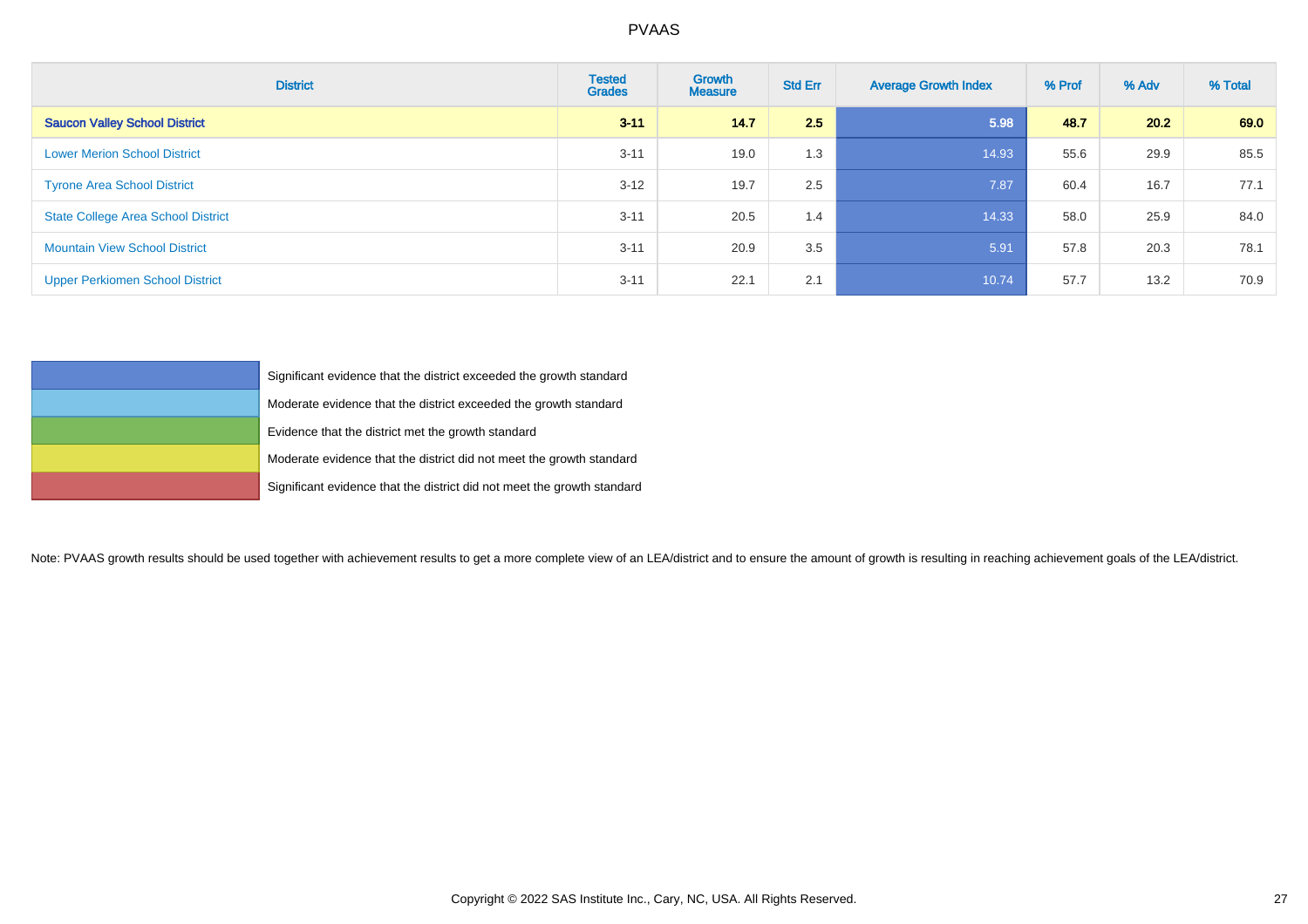# PVAAS

| District | Tested Grades | Growth Measure | Std Err | Average Growth Index | % Prof | % Adv | % Total |
|---|---|---|---|---|---|---|---|
| **Saucon Valley School District** | **3-11** | **14.7** | **2.5** | **5.98** | **48.7** | **20.2** | **69.0** |
| Lower Merion School District | 3-11 | 19.0 | 1.3 | 14.93 | 55.6 | 29.9 | 85.5 |
| Tyrone Area School District | 3-12 | 19.7 | 2.5 | 7.87 | 60.4 | 16.7 | 77.1 |
| State College Area School District | 3-11 | 20.5 | 1.4 | 14.33 | 58.0 | 25.9 | 84.0 |
| Mountain View School District | 3-11 | 20.9 | 3.5 | 5.91 | 57.8 | 20.3 | 78.1 |
| Upper Perkiomen School District | 3-11 | 22.1 | 2.1 | 10.74 | 57.7 | 13.2 | 70.9 |

Significant evidence that the district exceeded the growth standard

Moderate evidence that the district exceeded the growth standard

Evidence that the district met the growth standard

Moderate evidence that the district did not meet the growth standard

Significant evidence that the district did not meet the growth standard

Note: PVAAS growth results should be used together with achievement results to get a more complete view of an LEA/district and to ensure the amount of growth is resulting in reaching achievement goals of the LEA/district.

Copyright © 2022 SAS Institute Inc., Cary, NC, USA. All Rights Reserved.